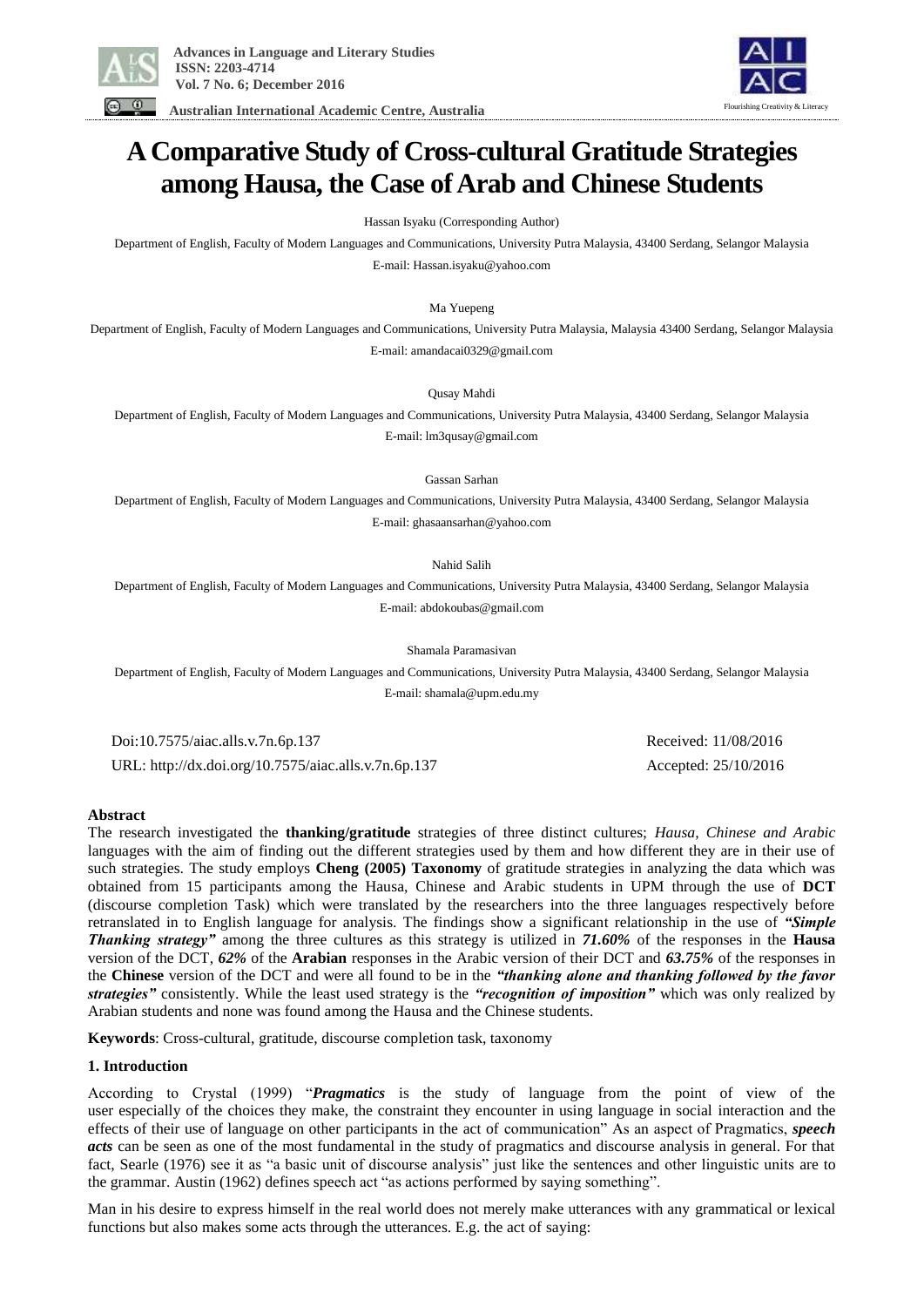# A Comparative Study of Cross-cultural Gratitude Strategies among Hausa, the Case of Arab and Chinese Students

Hassan Isyaku (Corresponding Author)

Department of English, Faculty of Modern Languages and Communications, University Putra Malaysia, 43400 Serdang, Selangor Malaysia

E-mail: Hassan.isyaku@yahoo.com

Ma Yuepeng

Department of English, Faculty of Modern Languages and Communications, University Putra Malaysia, Malaysia 43400 Serdang, Selangor Malaysia

E-mail: amandacai0329@gmail.com

Qusay Mahdi

Department of English, Faculty of Modern Languages and Communications, University Putra Malaysia, 43400 Serdang, Selangor Malaysia

E-mail: lm3qusay@gmail.com

Gassan Sarhan

Department of English, Faculty of Modern Languages and Communications, University Putra Malaysia, 43400 Serdang, Selangor Malaysia

E-mail: ghasaansarhan@yahoo.com

Nahid Salih

Department of English, Faculty of Modern Languages and Communications, University Putra Malaysia, 43400 Serdang, Selangor Malaysia

E-mail: abdokoubas@gmail.com

Shamala Paramasivan

Department of English, Faculty of Modern Languages and Communications, University Putra Malaysia, 43400 Serdang, Selangor Malaysia

E-mail: shamala@upm.edu.my

Doi:10.7575/aiac.alls.v.7n.6p.137

URL: http://dx.doi.org/10.7575/aiac.alls.v.7n.6p.137

Received: 11/08/2016

Accepted: 25/10/2016

## Abstract

The research investigated the **thanking/gratitude** strategies of three distinct cultures; *Hausa, Chinese and Arabic* languages with the aim of finding out the different strategies used by them and how different they are in their use of such strategies. The study employs **Cheng (2005) Taxonomy** of gratitude strategies in analyzing the data which was obtained from 15 participants among the Hausa, Chinese and Arabic students in UPM through the use of **DCT** (discourse completion Task) which were translated by the researchers into the three languages respectively before retranslated in to English language for analysis. The findings show a significant relationship in the use of ***"Simple Thanking strategy"*** among the three cultures as this strategy is utilized in ***71.60%*** of the responses in the **Hausa** version of the DCT, ***62%*** of the **Arabian** responses in the Arabic version of their DCT and ***63.75%*** of the responses in the **Chinese** version of the DCT and were all found to be in the ***"thanking alone and thanking followed by the favor strategies"*** consistently. While the least used strategy is the ***"recognition of imposition"*** which was only realized by Arabian students and none was found among the Hausa and the Chinese students.

**Keywords**: Cross-cultural, gratitude, discourse completion task, taxonomy

## 1. Introduction

According to Crystal (1999) "***Pragmatics*** is the study of language from the point of view of the user especially of the choices they make, the constraint they encounter in using language in social interaction and the effects of their use of language on other participants in the act of communication" As an aspect of Pragmatics, ***speech acts*** can be seen as one of the most fundamental in the study of pragmatics and discourse analysis in general. For that fact, Searle (1976) see it as "a basic unit of discourse analysis" just like the sentences and other linguistic units are to the grammar. Austin (1962) defines speech act "as actions performed by saying something".

Man in his desire to express himself in the real world does not merely make utterances with any grammatical or lexical functions but also makes some acts through the utterances. E.g. the act of saying: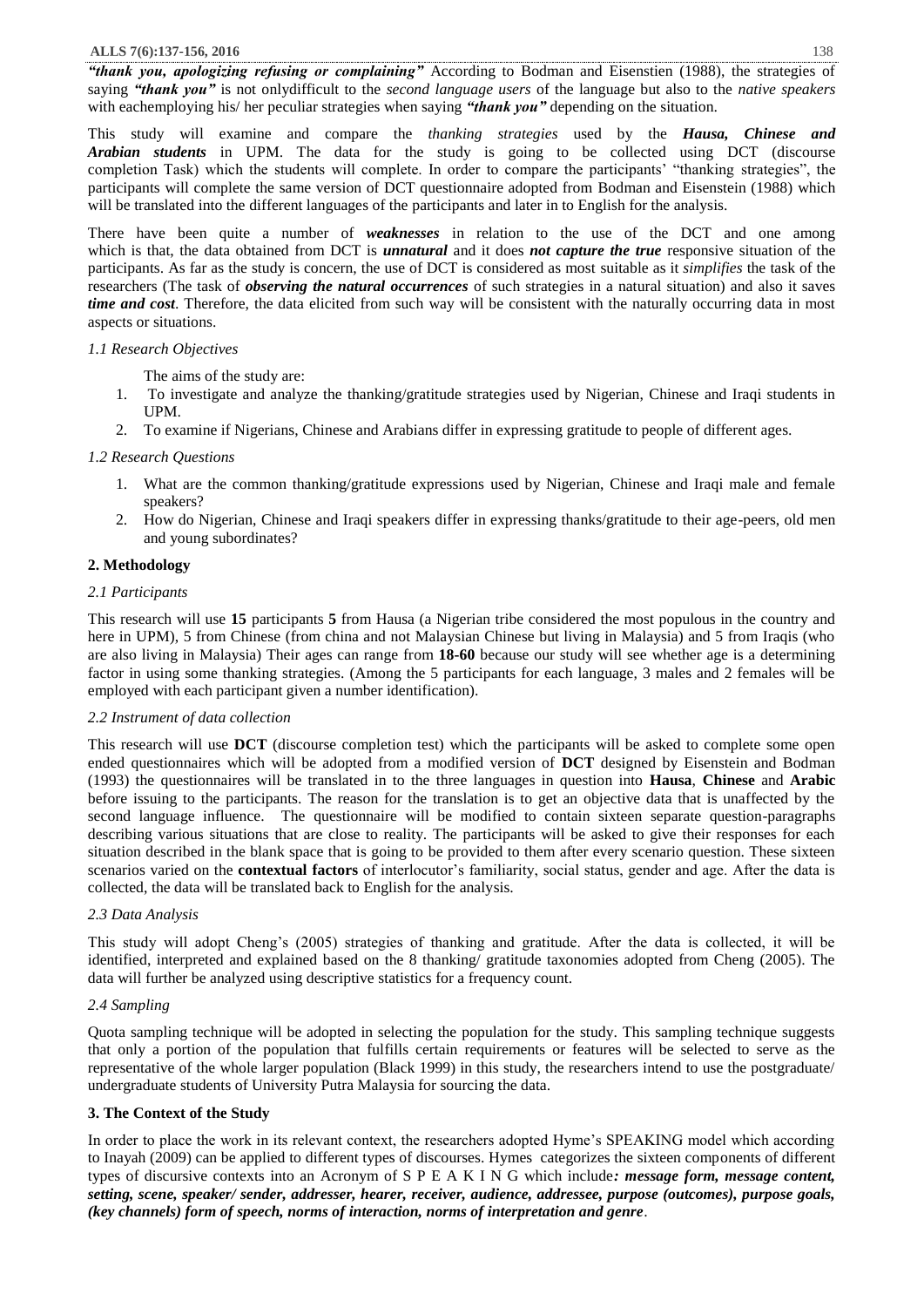***"thank you, apologizing refusing or complaining"*** According to Bodman and Eisenstien (1988), the strategies of saying ***"thank you"*** is not onlydifficult to the *second language users* of the language but also to the *native speakers* with eachemploying his/ her peculiar strategies when saying ***"thank you"*** depending on the situation.

This study will examine and compare the *thanking strategies* used by the ***Hausa, Chinese and Arabian students*** in UPM. The data for the study is going to be collected using DCT (discourse completion Task) which the students will complete. In order to compare the participants' "thanking strategies", the participants will complete the same version of DCT questionnaire adopted from Bodman and Eisenstein (1988) which will be translated into the different languages of the participants and later in to English for the analysis.

There have been quite a number of ***weaknesses*** in relation to the use of the DCT and one among which is that, the data obtained from DCT is ***unnatural*** and it does ***not capture the true*** responsive situation of the participants. As far as the study is concern, the use of DCT is considered as most suitable as it *simplifies* the task of the researchers (The task of ***observing the natural occurrences*** of such strategies in a natural situation) and also it saves ***time and cost***. Therefore, the data elicited from such way will be consistent with the naturally occurring data in most aspects or situations.

*1.1 Research Objectives*

The aims of the study are:

1. To investigate and analyze the thanking/gratitude strategies used by Nigerian, Chinese and Iraqi students in UPM.
2. To examine if Nigerians, Chinese and Arabians differ in expressing gratitude to people of different ages.

*1.2 Research Questions*

1. What are the common thanking/gratitude expressions used by Nigerian, Chinese and Iraqi male and female speakers?
2. How do Nigerian, Chinese and Iraqi speakers differ in expressing thanks/gratitude to their age-peers, old men and young subordinates?

## 2. Methodology

*2.1 Participants*

This research will use **15** participants **5** from Hausa (a Nigerian tribe considered the most populous in the country and here in UPM), 5 from Chinese (from china and not Malaysian Chinese but living in Malaysia) and 5 from Iraqis (who are also living in Malaysia) Their ages can range from **18-60** because our study will see whether age is a determining factor in using some thanking strategies. (Among the 5 participants for each language, 3 males and 2 females will be employed with each participant given a number identification).

*2.2 Instrument of data collection*

This research will use **DCT** (discourse completion test) which the participants will be asked to complete some open ended questionnaires which will be adopted from a modified version of **DCT** designed by Eisenstein and Bodman (1993) the questionnaires will be translated in to the three languages in question into **Hausa**, **Chinese** and **Arabic** before issuing to the participants. The reason for the translation is to get an objective data that is unaffected by the second language influence. The questionnaire will be modified to contain sixteen separate question-paragraphs describing various situations that are close to reality. The participants will be asked to give their responses for each situation described in the blank space that is going to be provided to them after every scenario question. These sixteen scenarios varied on the **contextual factors** of interlocutor's familiarity, social status, gender and age. After the data is collected, the data will be translated back to English for the analysis.

*2.3 Data Analysis*

This study will adopt Cheng's (2005) strategies of thanking and gratitude. After the data is collected, it will be identified, interpreted and explained based on the 8 thanking/ gratitude taxonomies adopted from Cheng (2005). The data will further be analyzed using descriptive statistics for a frequency count.

*2.4 Sampling*

Quota sampling technique will be adopted in selecting the population for the study. This sampling technique suggests that only a portion of the population that fulfills certain requirements or features will be selected to serve as the representative of the whole larger population (Black 1999) in this study, the researchers intend to use the postgraduate/ undergraduate students of University Putra Malaysia for sourcing the data.

## 3. The Context of the Study

In order to place the work in its relevant context, the researchers adopted Hyme's SPEAKING model which according to Inayah (2009) can be applied to different types of discourses. Hymes categorizes the sixteen components of different types of discursive contexts into an Acronym of S P E A K I N G which include***: message form, message content, setting, scene, speaker/ sender, addresser, hearer, receiver, audience, addressee, purpose (outcomes), purpose goals, (key channels) form of speech, norms of interaction, norms of interpretation and genre***.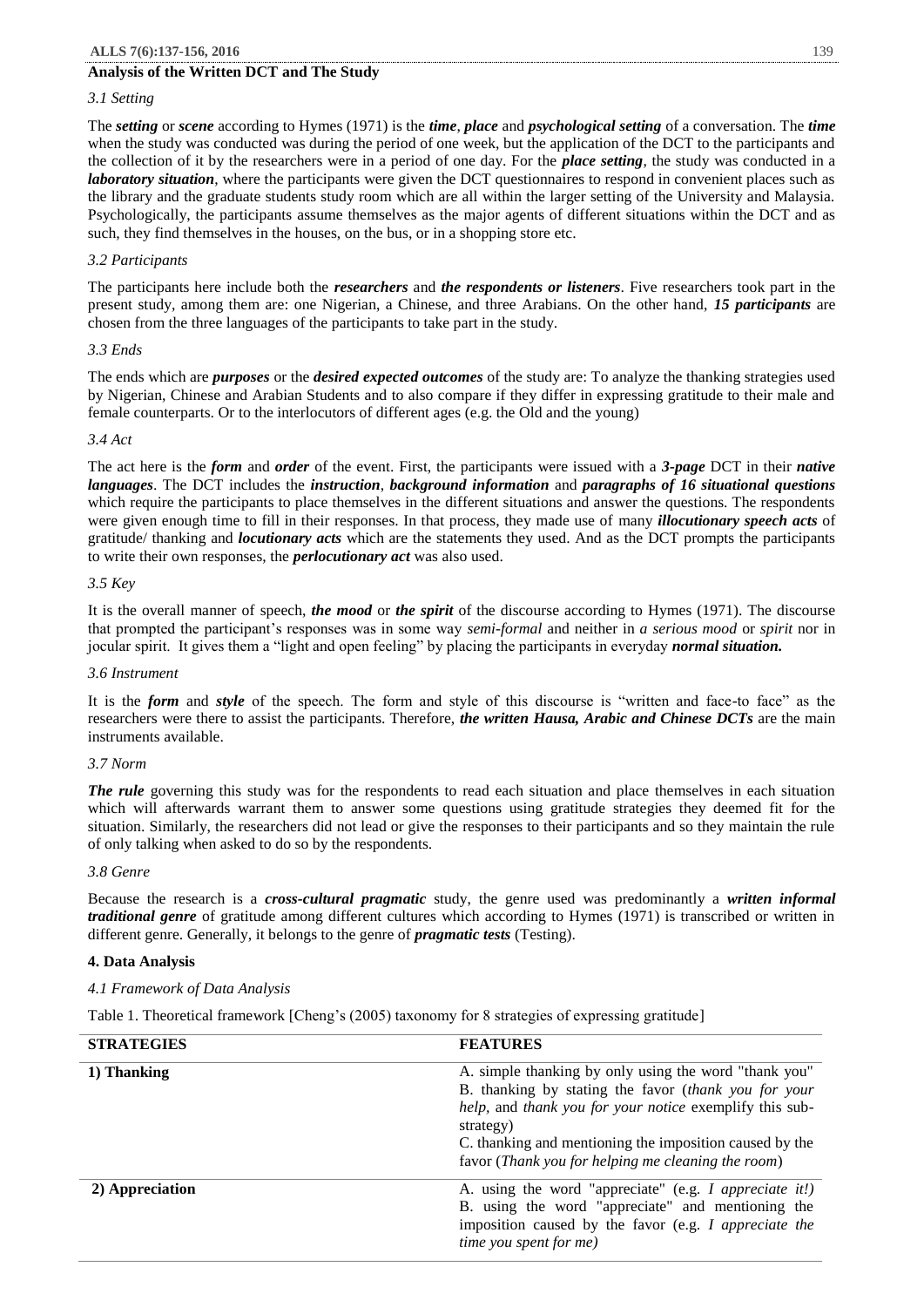**Analysis of the Written DCT and The Study**

*3.1 Setting*

The ***setting*** or ***scene*** according to Hymes (1971) is the ***time***, ***place*** and ***psychological setting*** of a conversation. The ***time*** when the study was conducted was during the period of one week, but the application of the DCT to the participants and the collection of it by the researchers were in a period of one day. For the ***place setting***, the study was conducted in a ***laboratory situation***, where the participants were given the DCT questionnaires to respond in convenient places such as the library and the graduate students study room which are all within the larger setting of the University and Malaysia. Psychologically, the participants assume themselves as the major agents of different situations within the DCT and as such, they find themselves in the houses, on the bus, or in a shopping store etc.

*3.2 Participants*

The participants here include both the ***researchers*** and ***the respondents or listeners***. Five researchers took part in the present study, among them are: one Nigerian, a Chinese, and three Arabians. On the other hand, ***15 participants*** are chosen from the three languages of the participants to take part in the study.

*3.3 Ends*

The ends which are ***purposes*** or the ***desired expected outcomes*** of the study are: To analyze the thanking strategies used by Nigerian, Chinese and Arabian Students and to also compare if they differ in expressing gratitude to their male and female counterparts. Or to the interlocutors of different ages (e.g. the Old and the young)

*3.4 Act*

The act here is the ***form*** and ***order*** of the event. First, the participants were issued with a ***3-page*** DCT in their ***native languages***. The DCT includes the ***instruction***, ***background information*** and ***paragraphs of 16 situational questions*** which require the participants to place themselves in the different situations and answer the questions. The respondents were given enough time to fill in their responses. In that process, they made use of many ***illocutionary speech acts*** of gratitude/ thanking and ***locutionary acts*** which are the statements they used. And as the DCT prompts the participants to write their own responses, the ***perlocutionary act*** was also used.

*3.5 Key*

It is the overall manner of speech, ***the mood*** or ***the spirit*** of the discourse according to Hymes (1971). The discourse that prompted the participant's responses was in some way *semi-formal* and neither in *a serious mood* or *spirit* nor in jocular spirit. It gives them a "light and open feeling" by placing the participants in everyday ***normal situation.***

*3.6 Instrument*

It is the ***form*** and ***style*** of the speech. The form and style of this discourse is "written and face-to face" as the researchers were there to assist the participants. Therefore, ***the written Hausa, Arabic and Chinese DCTs*** are the main instruments available.

*3.7 Norm*

***The rule*** governing this study was for the respondents to read each situation and place themselves in each situation which will afterwards warrant them to answer some questions using gratitude strategies they deemed fit for the situation. Similarly, the researchers did not lead or give the responses to their participants and so they maintain the rule of only talking when asked to do so by the respondents.

*3.8 Genre*

Because the research is a ***cross-cultural pragmatic*** study, the genre used was predominantly a ***written informal traditional genre*** of gratitude among different cultures which according to Hymes (1971) is transcribed or written in different genre. Generally, it belongs to the genre of ***pragmatic tests*** (Testing).

## 4. Data Analysis

*4.1 Framework of Data Analysis*

Table 1. Theoretical framework [Cheng's (2005) taxonomy for 8 strategies of expressing gratitude]

| STRATEGIES | FEATURES |
|---|---|
| **1) Thanking** | A. simple thanking by only using the word "thank you"<br>B. thanking by stating the favor (*thank you for your help*, and *thank you for your notice* exemplify this sub-strategy)<br>C. thanking and mentioning the imposition caused by the favor (*Thank you for helping me cleaning the room*) |
| **2) Appreciation** | A. using the word "appreciate" (e.g. *I appreciate it!)*<br>B. using the word "appreciate" and mentioning the imposition caused by the favor (e.g. *I appreciate the time you spent for me)* |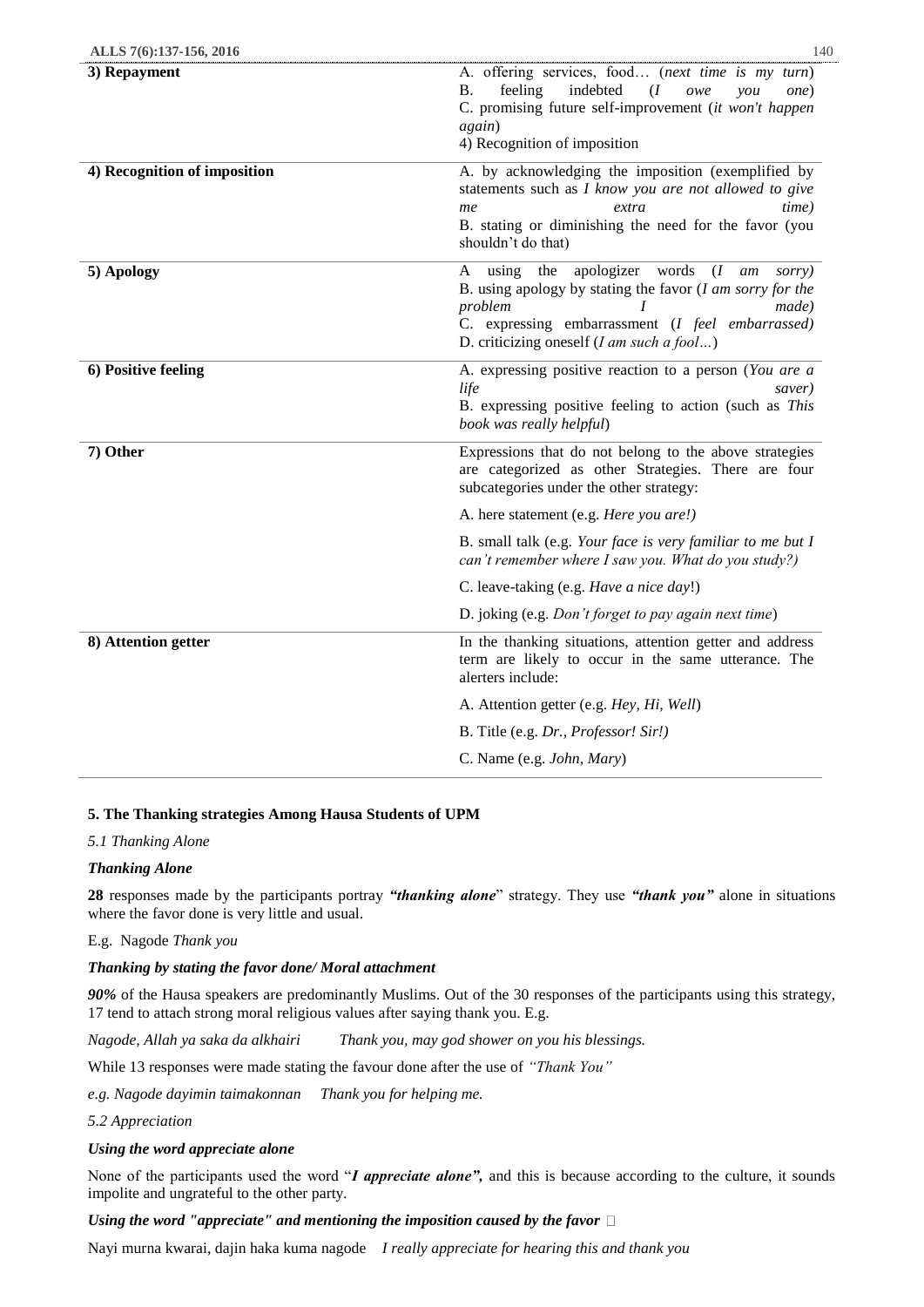| | |
|---|---|
| **3) Repayment** | A. offering services, food… (*next time is my turn*)<br>B. feeling indebted (*I owe you one*)<br>C. promising future self-improvement (*it won't happen again*)<br>4) Recognition of imposition |
| **4) Recognition of imposition** | A. by acknowledging the imposition (exemplified by statements such as *I know you are not allowed to give me extra time)*<br>B. stating or diminishing the need for the favor (you shouldn't do that) |
| **5) Apology** | A using the apologizer words (*I am sorry)*<br>B. using apology by stating the favor (*I am sorry for the problem I made)*<br>C. expressing embarrassment (*I feel embarrassed)*<br>D. criticizing oneself (*I am such a fool…*) |
| **6) Positive feeling** | A. expressing positive reaction to a person (*You are a life saver)*<br>B. expressing positive feeling to action (such as *This book was really helpful*) |
| **7) Other** | Expressions that do not belong to the above strategies are categorized as other Strategies. There are four subcategories under the other strategy:<br>A. here statement (e.g. *Here you are!)*<br>B. small talk (e.g. *Your face is very familiar to me but I can't remember where I saw you. What do you study?)*<br>C. leave-taking (e.g. *Have a nice day*!)<br>D. joking (e.g. *Don't forget to pay again next time*) |
| **8) Attention getter** | In the thanking situations, attention getter and address term are likely to occur in the same utterance. The alerters include:<br>A. Attention getter (e.g. *Hey, Hi, Well*)<br>B. Title (e.g. *Dr., Professor! Sir!)*<br>C. Name (e.g. *John, Mary*) |

## 5. The Thanking strategies Among Hausa Students of UPM

*5.1 Thanking Alone*

***Thanking Alone***

**28** responses made by the participants portray ***"thanking alone***" strategy. They use ***"thank you"*** alone in situations where the favor done is very little and usual.

E.g. Nagode *Thank you*

***Thanking by stating the favor done/ Moral attachment***

***90%*** of the Hausa speakers are predominantly Muslims. Out of the 30 responses of the participants using this strategy, 17 tend to attach strong moral religious values after saying thank you. E.g.

*Nagode, Allah ya saka da alkhairi* *Thank you, may god shower on you his blessings.*

While 13 responses were made stating the favour done after the use of *"Thank You"*

*e.g. Nagode dayimin taimakonnan* *Thank you for helping me.*

*5.2 Appreciation*

***Using the word appreciate alone***

None of the participants used the word "***I appreciate alone",*** and this is because according to the culture, it sounds impolite and ungrateful to the other party.

***Using the word "appreciate" and mentioning the imposition caused by the favor***

Nayi murna kwarai, dajin haka kuma nagode *I really appreciate for hearing this and thank you*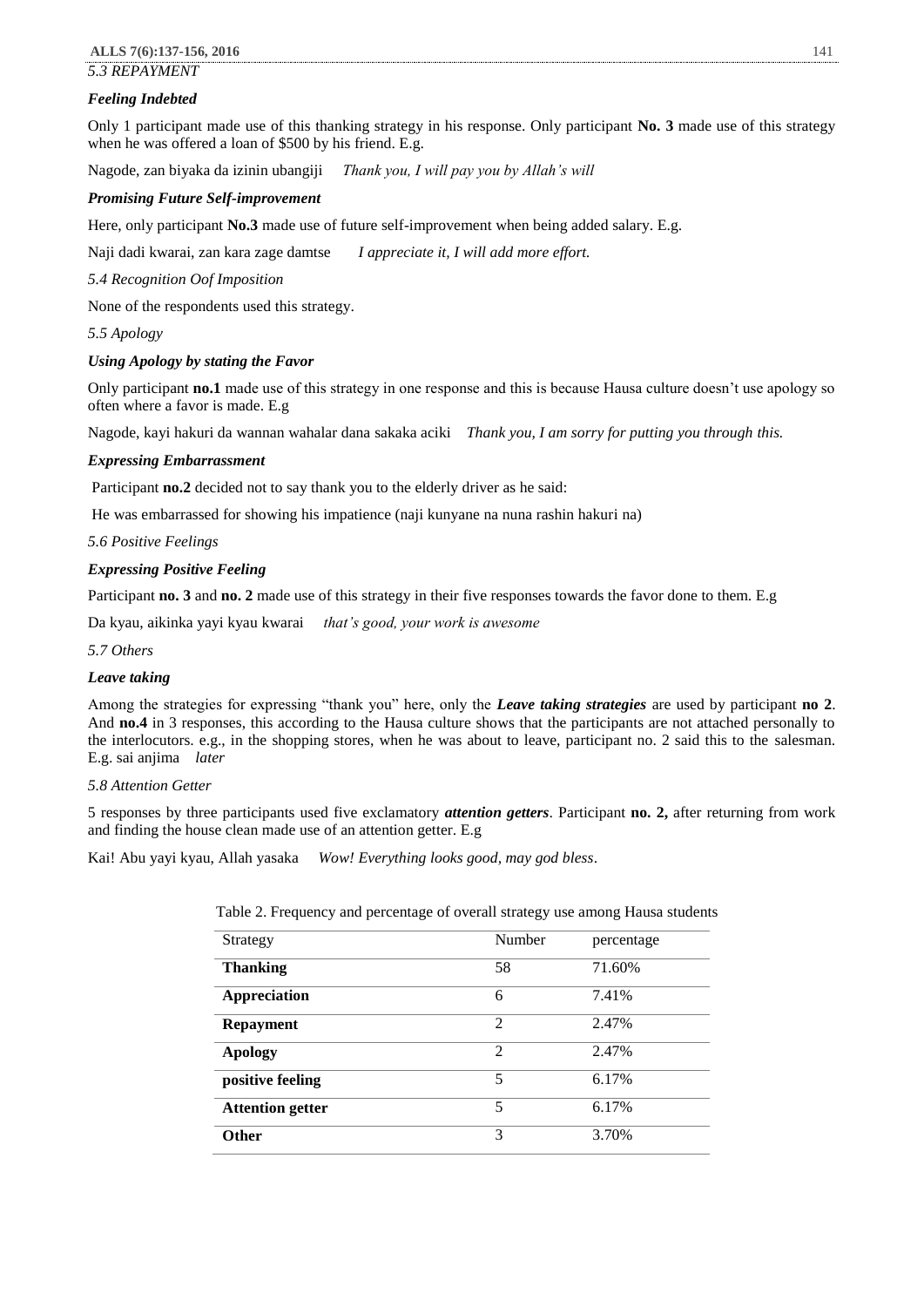*5.3 REPAYMENT*

***Feeling Indebted***

Only 1 participant made use of this thanking strategy in his response. Only participant **No. 3** made use of this strategy when he was offered a loan of $500 by his friend. E.g.

Nagode, zan biyaka da izinin ubangiji *Thank you, I will pay you by Allah's will*

***Promising Future Self-improvement***

Here, only participant **No.3** made use of future self-improvement when being added salary. E.g.

Naji dadi kwarai, zan kara zage damtse *I appreciate it, I will add more effort.*

*5.4 Recognition Oof Imposition*

None of the respondents used this strategy.

*5.5 Apology*

***Using Apology by stating the Favor***

Only participant **no.1** made use of this strategy in one response and this is because Hausa culture doesn't use apology so often where a favor is made. E.g

Nagode, kayi hakuri da wannan wahalar dana sakaka aciki *Thank you, I am sorry for putting you through this.*

***Expressing Embarrassment***

Participant **no.2** decided not to say thank you to the elderly driver as he said:

He was embarrassed for showing his impatience (naji kunyane na nuna rashin hakuri na)

*5.6 Positive Feelings*

***Expressing Positive Feeling***

Participant **no. 3** and **no. 2** made use of this strategy in their five responses towards the favor done to them. E.g

Da kyau, aikinka yayi kyau kwarai *that's good, your work is awesome*

*5.7 Others*

***Leave taking***

Among the strategies for expressing "thank you" here, only the ***Leave taking strategies*** are used by participant **no 2**. And **no.4** in 3 responses, this according to the Hausa culture shows that the participants are not attached personally to the interlocutors. e.g., in the shopping stores, when he was about to leave, participant no. 2 said this to the salesman. E.g. sai anjima *later*

*5.8 Attention Getter*

5 responses by three participants used five exclamatory ***attention getters***. Participant **no. 2,** after returning from work and finding the house clean made use of an attention getter. E.g

Kai! Abu yayi kyau, Allah yasaka *Wow! Everything looks good, may god bless*.

Table 2. Frequency and percentage of overall strategy use among Hausa students

| Strategy | Number | percentage |
|---|---|---|
| **Thanking** | 58 | 71.60% |
| **Appreciation** | 6 | 7.41% |
| **Repayment** | 2 | 2.47% |
| **Apology** | 2 | 2.47% |
| **positive feeling** | 5 | 6.17% |
| **Attention getter** | 5 | 6.17% |
| **Other** | 3 | 3.70% |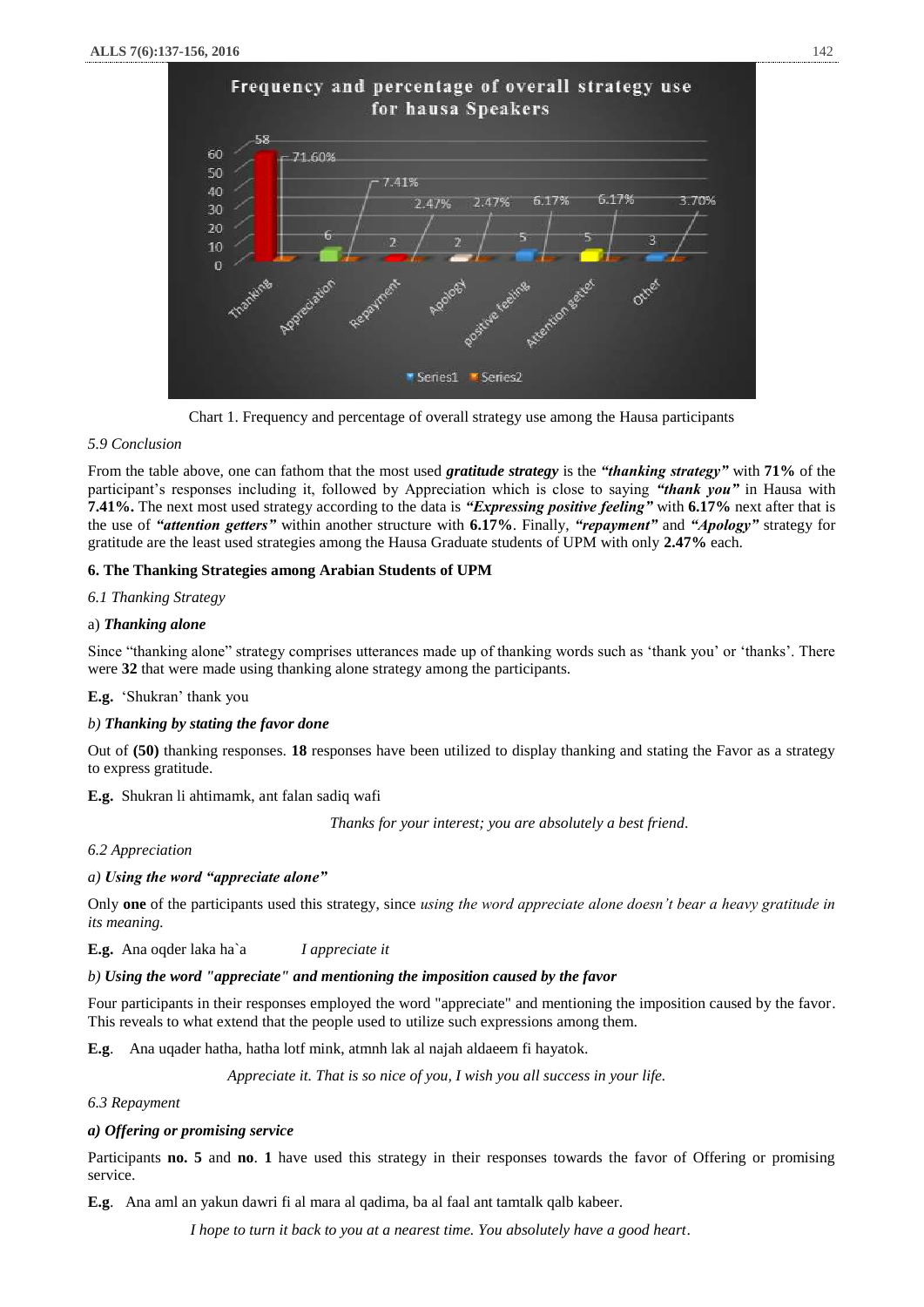Chart 1. Frequency and percentage of overall strategy use among the Hausa participants

*5.9 Conclusion*

From the table above, one can fathom that the most used ***gratitude strategy*** is the ***"thanking strategy"*** with **71%** of the participant's responses including it, followed by Appreciation which is close to saying ***"thank you"*** in Hausa with **7.41%.** The next most used strategy according to the data is ***"Expressing positive feeling"*** with **6.17%** next after that is the use of ***"attention getters"*** within another structure with **6.17%**. Finally, ***"repayment"*** and ***"Apology"*** strategy for gratitude are the least used strategies among the Hausa Graduate students of UPM with only **2.47%** each.

## 6. The Thanking Strategies among Arabian Students of UPM

*6.1 Thanking Strategy*

a) ***Thanking alone***

Since "thanking alone" strategy comprises utterances made up of thanking words such as 'thank you' or 'thanks'. There were **32** that were made using thanking alone strategy among the participants.

**E.g.** 'Shukran' thank you

*b)* ***Thanking by stating the favor done***

Out of **(50)** thanking responses. **18** responses have been utilized to display thanking and stating the Favor as a strategy to express gratitude.

**E.g.** Shukran li ahtimamk, ant falan sadiq wafi

*Thanks for your interest; you are absolutely a best friend.*

*6.2 Appreciation*

*a)* ***Using the word "appreciate alone"***

Only **one** of the participants used this strategy, since *using the word appreciate alone doesn't bear a heavy gratitude in its meaning.*

**E.g.** Ana oqder laka ha`a *I appreciate it*

*b)* ***Using the word "appreciate" and mentioning the imposition caused by the favor***

Four participants in their responses employed the word "appreciate" and mentioning the imposition caused by the favor. This reveals to what extend that the people used to utilize such expressions among them.

**E.g**. Ana uqader hatha, hatha lotf mink, atmnh lak al najah aldaeem fi hayatok.

*Appreciate it. That is so nice of you, I wish you all success in your life.*

*6.3 Repayment*

***a) Offering or promising service***

Participants **no. 5** and **no**. **1** have used this strategy in their responses towards the favor of Offering or promising service.

**E.g**. Ana aml an yakun dawri fi al mara al qadima, ba al faal ant tamtalk qalb kabeer.

*I hope to turn it back to you at a nearest time. You absolutely have a good heart*.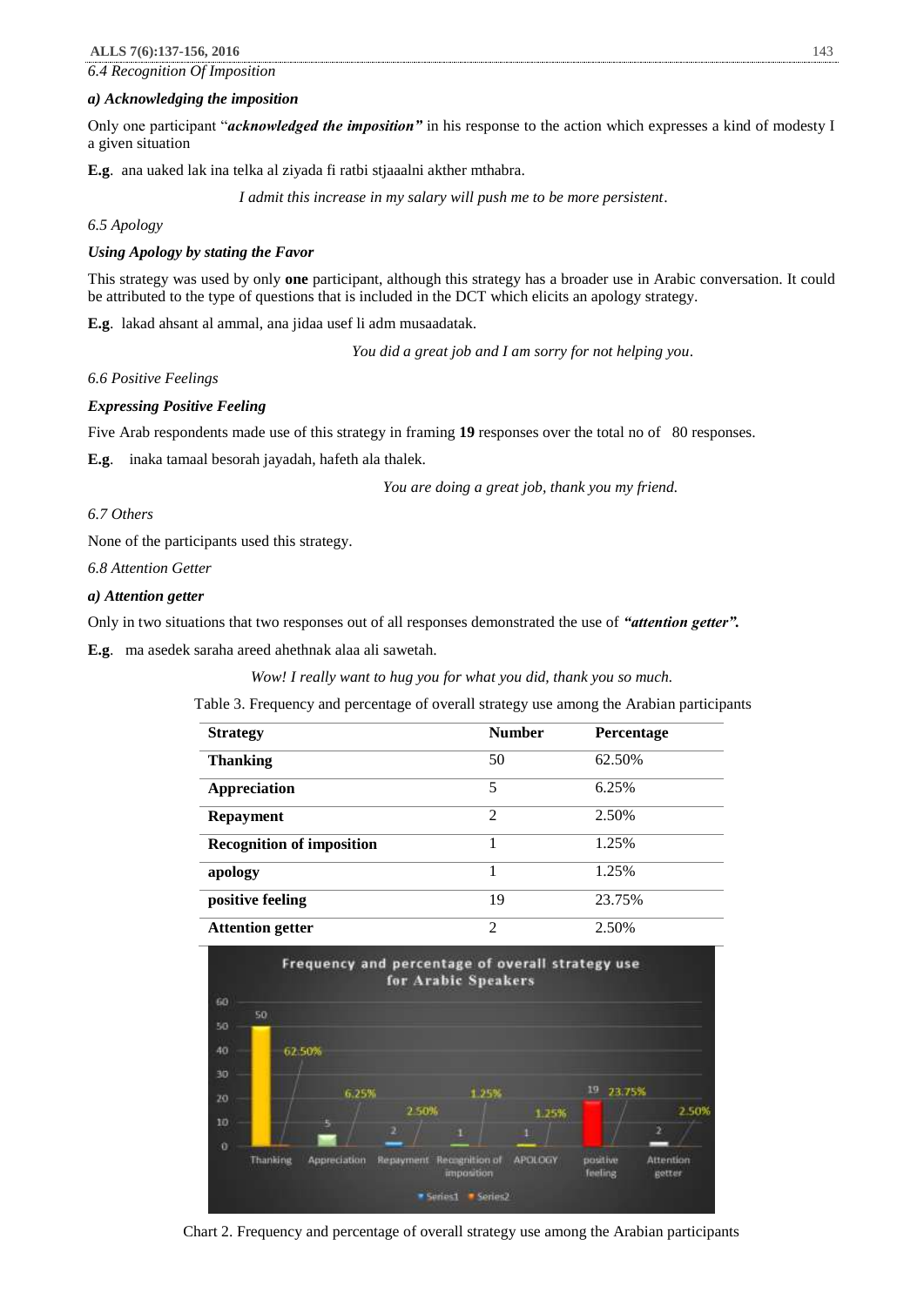*6.4 Recognition Of Imposition*

***a) Acknowledging the imposition***

Only one participant "***acknowledged the imposition"*** in his response to the action which expresses a kind of modesty I a given situation

**E.g**. ana uaked lak ina telka al ziyada fi ratbi stjaaalni akther mthabra.

*I admit this increase in my salary will push me to be more persistent*.

*6.5 Apology*

***Using Apology by stating the Favor***

This strategy was used by only **one** participant, although this strategy has a broader use in Arabic conversation. It could be attributed to the type of questions that is included in the DCT which elicits an apology strategy.

**E.g**. lakad ahsant al ammal, ana jidaa usef li adm musaadatak.

*You did a great job and I am sorry for not helping you*.

*6.6 Positive Feelings*

***Expressing Positive Feeling***

Five Arab respondents made use of this strategy in framing **19** responses over the total no of 80 responses.

**E.g**. inaka tamaal besorah jayadah, hafeth ala thalek.

*You are doing a great job, thank you my friend.*

*6.7 Others*

None of the participants used this strategy.

*6.8 Attention Getter*

***a) Attention getter***

Only in two situations that two responses out of all responses demonstrated the use of ***"attention getter".***

**E.g**. ma asedek saraha areed ahethnak alaa ali sawetah.

*Wow! I really want to hug you for what you did, thank you so much.*

Table 3. Frequency and percentage of overall strategy use among the Arabian participants

| Strategy | Number | Percentage |
|---|---|---|
| **Thanking** | 50 | 62.50% |
| **Appreciation** | 5 | 6.25% |
| **Repayment** | 2 | 2.50% |
| **Recognition of imposition** | 1 | 1.25% |
| **apology** | 1 | 1.25% |
| **positive feeling** | 19 | 23.75% |
| **Attention getter** | 2 | 2.50% |

Chart 2. Frequency and percentage of overall strategy use among the Arabian participants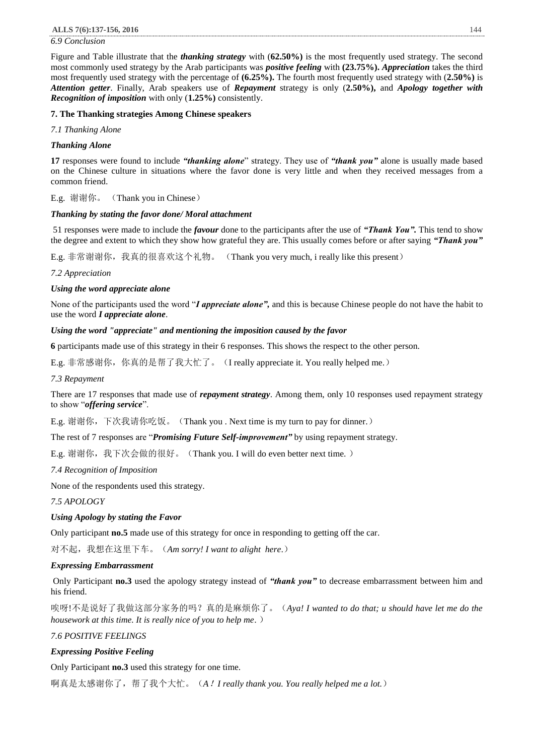*6.9 Conclusion*

Figure and Table illustrate that the ***thanking strategy*** with (**62.50%**) is the most frequently used strategy. The second most commonly used strategy by the Arab participants was ***positive feeling*** with **(23.75%).** ***Appreciation*** takes the third most frequently used strategy with the percentage of **(6.25%).** The fourth most frequently used strategy with (**2.50%**) is ***Attention getter***. Finally, Arab speakers use of ***Repayment*** strategy is only (**2.50%**)**,** and ***Apology together with Recognition of imposition*** with only (**1.25%**) consistently.

**7. The Thanking strategies Among Chinese speakers**

*7.1 Thanking Alone*

***Thanking Alone***

**17** responses were found to include ***"thanking alone***" strategy. They use of ***"thank you"*** alone is usually made based on the Chinese culture in situations where the favor done is very little and when they received messages from a common friend.

E.g. 谢谢你。（Thank you in Chinese）

***Thanking by stating the favor done/ Moral attachment***

51 responses were made to include the ***favour*** done to the participants after the use of ***"Thank You".*** This tend to show the degree and extent to which they show how grateful they are. This usually comes before or after saying ***"Thank you"***

E.g. 非常谢谢你，我真的很喜欢这个礼物。（Thank you very much, i really like this present）

*7.2 Appreciation*

***Using the word appreciate alone***

None of the participants used the word "***I appreciate alone",*** and this is because Chinese people do not have the habit to use the word ***I appreciate alone***.

***Using the word "appreciate" and mentioning the imposition caused by the favor***

**6** participants made use of this strategy in their 6 responses. This shows the respect to the other person.

E.g. 非常感谢你，你真的是帮了我大忙了。（I really appreciate it. You really helped me.）

*7.3 Repayment*

There are 17 responses that made use of ***repayment strategy***. Among them, only 10 responses used repayment strategy to show "***offering service***".

E.g. 谢谢你，下次我请你吃饭。（Thank you . Next time is my turn to pay for dinner.）

The rest of 7 responses are "***Promising Future Self-improvement"*** by using repayment strategy.

E.g. 谢谢你，我下次会做的很好。（Thank you. I will do even better next time. ）

*7.4 Recognition of Imposition*

None of the respondents used this strategy.

*7.5 APOLOGY*

***Using Apology by stating the Favor***

Only participant **no.5** made use of this strategy for once in responding to getting off the car.

对不起，我想在这里下车。（*Am sorry! I want to alight here*.）

***Expressing Embarrassment***

Only Participant **no.3** used the apology strategy instead of ***"thank you"*** to decrease embarrassment between him and his friend.

唉呀!不是说好了我做这部分家务的吗？真的是麻烦你了。（*Aya! I wanted to do that; u should have let me do the housework at this time. It is really nice of you to help me*.）

*7.6 POSITIVE FEELINGS*

***Expressing Positive Feeling***

Only Participant **no.3** used this strategy for one time.

啊真是太感谢你了，帮了我个大忙。（*A！I really thank you. You really helped me a lot.*）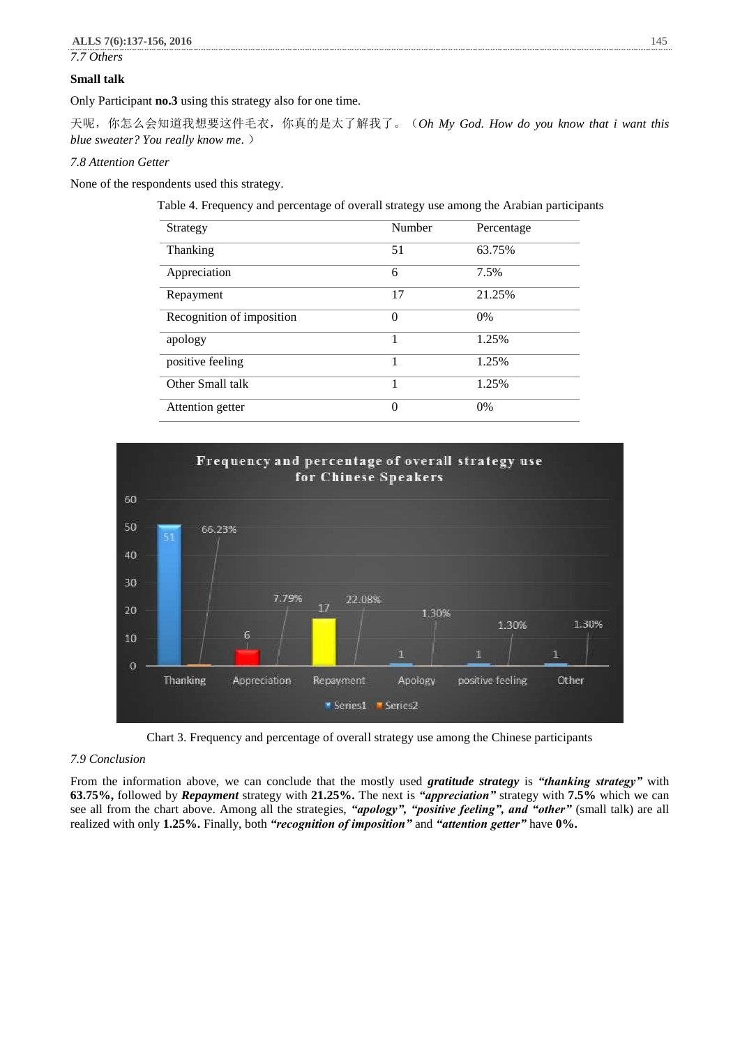*7.7 Others*

**Small talk**

Only Participant **no.3** using this strategy also for one time.

天呢，你怎么会知道我想要这件毛衣，你真的是太了解我了。（*Oh My God. How do you know that i want this blue sweater? You really know me*. ）

*7.8 Attention Getter*

None of the respondents used this strategy.

Table 4. Frequency and percentage of overall strategy use among the Arabian participants

| Strategy | Number | Percentage |
|---|---|---|
| Thanking | 51 | 63.75% |
| Appreciation | 6 | 7.5% |
| Repayment | 17 | 21.25% |
| Recognition of imposition | 0 | 0% |
| apology | 1 | 1.25% |
| positive feeling | 1 | 1.25% |
| Other Small talk | 1 | 1.25% |
| Attention getter | 0 | 0% |

Chart 3. Frequency and percentage of overall strategy use among the Chinese participants

*7.9 Conclusion*

From the information above, we can conclude that the mostly used ***gratitude strategy*** is ***"thanking strategy"*** with **63.75%,** followed by ***Repayment*** strategy with **21.25%.** The next is ***"appreciation"*** strategy with **7.5%** which we can see all from the chart above. Among all the strategies, ***"apology", "positive feeling", and "other"*** (small talk) are all realized with only **1.25%.** Finally, both ***"recognition of imposition"*** and ***"attention getter"*** have **0%.**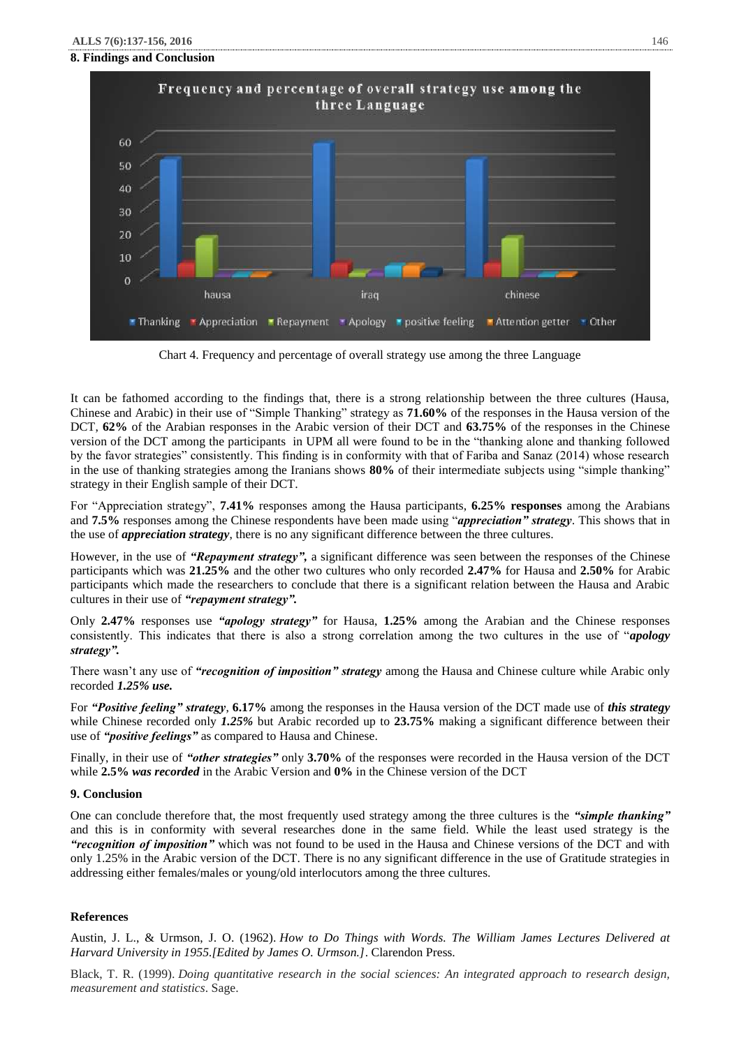## 8. Findings and Conclusion

Chart 4. Frequency and percentage of overall strategy use among the three Language

It can be fathomed according to the findings that, there is a strong relationship between the three cultures (Hausa, Chinese and Arabic) in their use of "Simple Thanking" strategy as **71.60%** of the responses in the Hausa version of the DCT, **62%** of the Arabian responses in the Arabic version of their DCT and **63.75%** of the responses in the Chinese version of the DCT among the participants in UPM all were found to be in the "thanking alone and thanking followed by the favor strategies" consistently. This finding is in conformity with that of Fariba and Sanaz (2014) whose research in the use of thanking strategies among the Iranians shows **80%** of their intermediate subjects using "simple thanking" strategy in their English sample of their DCT.

For "Appreciation strategy", **7.41%** responses among the Hausa participants, **6.25% responses** among the Arabians and **7.5%** responses among the Chinese respondents have been made using "***appreciation" strategy***. This shows that in the use of ***appreciation strategy***, there is no any significant difference between the three cultures.

However, in the use of ***"Repayment strategy",*** a significant difference was seen between the responses of the Chinese participants which was **21.25%** and the other two cultures who only recorded **2.47%** for Hausa and **2.50%** for Arabic participants which made the researchers to conclude that there is a significant relation between the Hausa and Arabic cultures in their use of ***"repayment strategy".***

Only **2.47%** responses use ***"apology strategy"*** for Hausa, **1.25%** among the Arabian and the Chinese responses consistently. This indicates that there is also a strong correlation among the two cultures in the use of "***apology strategy".***

There wasn't any use of ***"recognition of imposition" strategy*** among the Hausa and Chinese culture while Arabic only recorded ***1.25% use.***

For ***"Positive feeling" strategy***, **6.17%** among the responses in the Hausa version of the DCT made use of ***this strategy*** while Chinese recorded only ***1.25%*** but Arabic recorded up to **23.75%** making a significant difference between their use of ***"positive feelings"*** as compared to Hausa and Chinese.

Finally, in their use of ***"other strategies"*** only **3.70%** of the responses were recorded in the Hausa version of the DCT while **2.5%** ***was recorded*** in the Arabic Version and **0%** in the Chinese version of the DCT

## 9. Conclusion

One can conclude therefore that, the most frequently used strategy among the three cultures is the ***"simple thanking"*** and this is in conformity with several researches done in the same field. While the least used strategy is the ***"recognition of imposition"*** which was not found to be used in the Hausa and Chinese versions of the DCT and with only 1.25% in the Arabic version of the DCT. There is no any significant difference in the use of Gratitude strategies in addressing either females/males or young/old interlocutors among the three cultures.

## References

Austin, J. L., & Urmson, J. O. (1962). *How to Do Things with Words. The William James Lectures Delivered at Harvard University in 1955.[Edited by James O. Urmson.]*. Clarendon Press.

Black, T. R. (1999). *Doing quantitative research in the social sciences: An integrated approach to research design, measurement and statistics*. Sage.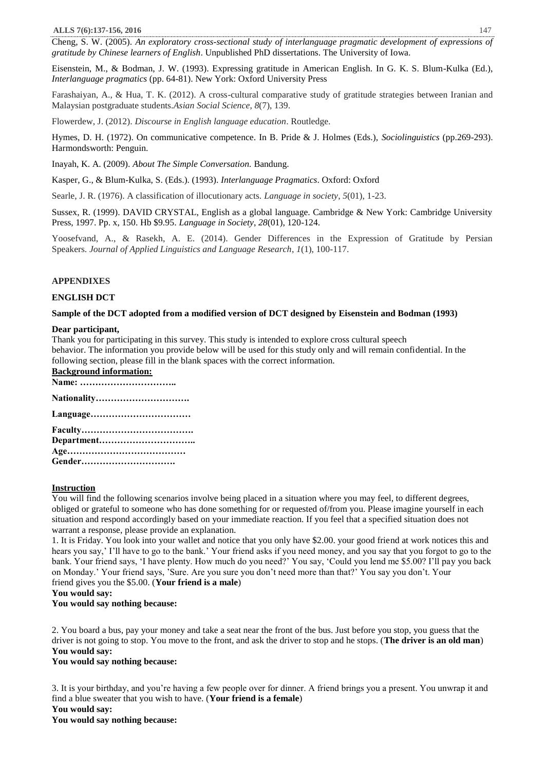Cheng, S. W. (2005). *An exploratory cross-sectional study of interlanguage pragmatic development of expressions of gratitude by Chinese learners of English*. Unpublished PhD dissertations. The University of Iowa.

Eisenstein, M., & Bodman, J. W. (1993). Expressing gratitude in American English. In G. K. S. Blum-Kulka (Ed.), *Interlanguage pragmatics* (pp. 64-81). New York: Oxford University Press

Farashaiyan, A., & Hua, T. K. (2012). A cross-cultural comparative study of gratitude strategies between Iranian and Malaysian postgraduate students.*Asian Social Science*, *8*(7), 139.

Flowerdew, J. (2012). *Discourse in English language education*. Routledge.

Hymes, D. H. (1972). On communicative competence. In B. Pride & J. Holmes (Eds.), *Sociolinguistics* (pp.269-293). Harmondsworth: Penguin.

Inayah, K. A. (2009). *About The Simple Conversation.* Bandung.

Kasper, G., & Blum-Kulka, S. (Eds.). (1993). *Interlanguage Pragmatics*. Oxford: Oxford

Searle, J. R. (1976). A classification of illocutionary acts. *Language in society*, *5*(01), 1-23.

Sussex, R. (1999). DAVID CRYSTAL, English as a global language. Cambridge & New York: Cambridge University Press, 1997. Pp. x, 150. Hb $9.95. *Language in Society*, *28*(01), 120-124.

Yoosefvand, A., & Rasekh, A. E. (2014). Gender Differences in the Expression of Gratitude by Persian Speakers. *Journal of Applied Linguistics and Language Research*, *1*(1), 100-117.

## APPENDIXES

### ENGLISH DCT

**Sample of the DCT adopted from a modified version of DCT designed by Eisenstein and Bodman (1993)**

**Dear participant,**

Thank you for participating in this survey. This study is intended to explore cross cultural speech behavior. The information you provide below will be used for this study only and will remain confidential. In the following section, please fill in the blank spaces with the correct information.

**Background information:**

**Name: …………………………..**

**Nationality………………………….**

**Language……………………………**

**Faculty……………………………….**

**Department…………………………..**

**Age…………………………………**

**Gender………………………….**

**Instruction**

You will find the following scenarios involve being placed in a situation where you may feel, to different degrees, obliged or grateful to someone who has done something for or requested of/from you. Please imagine yourself in each situation and respond accordingly based on your immediate reaction. If you feel that a specified situation does not warrant a response, please provide an explanation.

1. It is Friday. You look into your wallet and notice that you only have $2.00. your good friend at work notices this and hears you say,' I'll have to go to the bank.' Your friend asks if you need money, and you say that you forgot to go to the bank. Your friend says, 'I have plenty. How much do you need?' You say, 'Could you lend me $5.00? I'll pay you back on Monday.' Your friend says, 'Sure. Are you sure you don't need more than that?' You say you don't. Your friend gives you the $5.00. (**Your friend is a male**)

**You would say:**

**You would say nothing because:**

2. You board a bus, pay your money and take a seat near the front of the bus. Just before you stop, you guess that the driver is not going to stop. You move to the front, and ask the driver to stop and he stops. (**The driver is an old man**)

**You would say:**

**You would say nothing because:**

3. It is your birthday, and you're having a few people over for dinner. A friend brings you a present. You unwrap it and find a blue sweater that you wish to have. (**Your friend is a female**)

**You would say:**

**You would say nothing because:**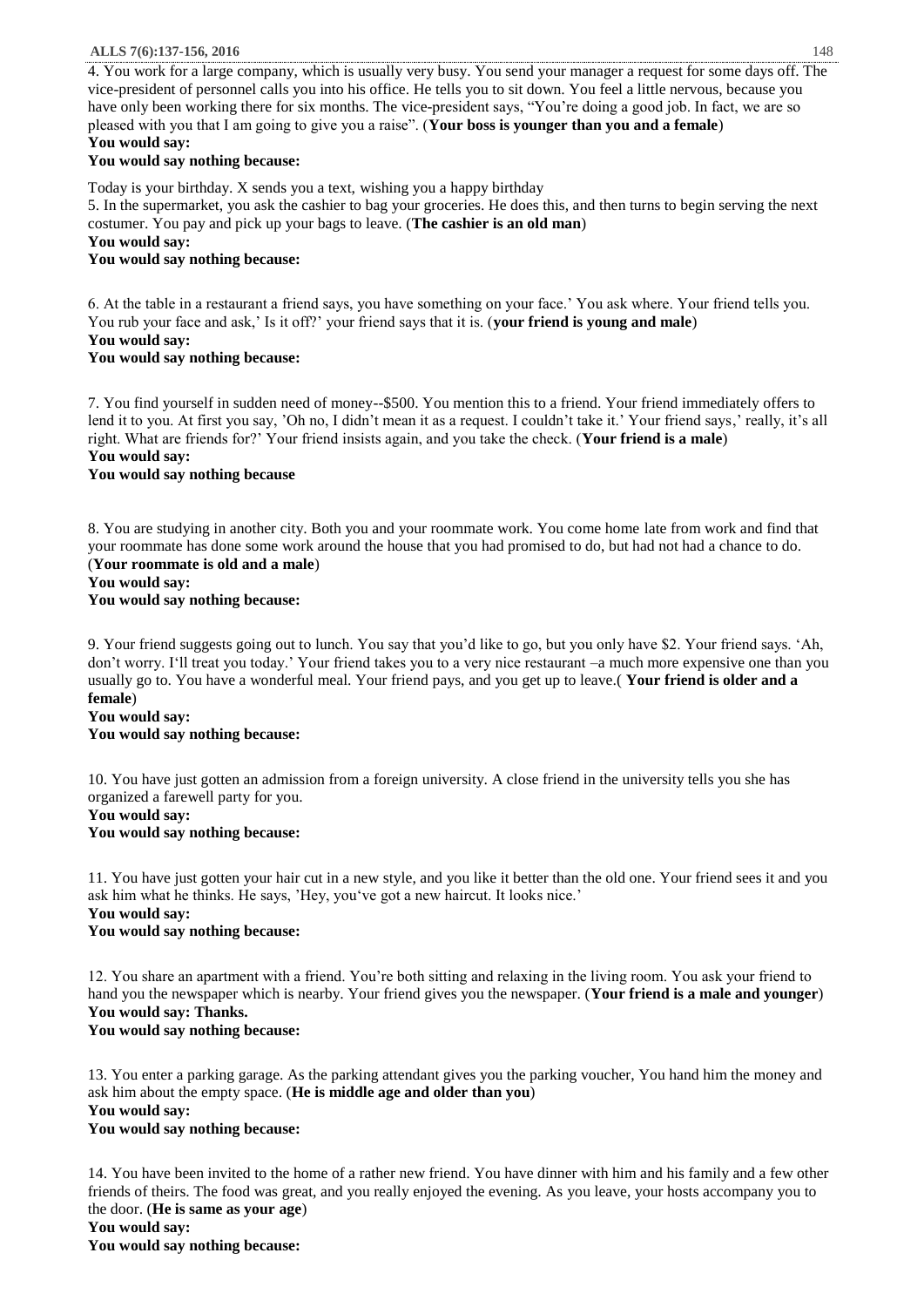4. You work for a large company, which is usually very busy. You send your manager a request for some days off. The vice-president of personnel calls you into his office. He tells you to sit down. You feel a little nervous, because you have only been working there for six months. The vice-president says, "You're doing a good job. In fact, we are so pleased with you that I am going to give you a raise". (**Your boss is younger than you and a female**)

**You would say:**

**You would say nothing because:**

Today is your birthday. X sends you a text, wishing you a happy birthday

5. In the supermarket, you ask the cashier to bag your groceries. He does this, and then turns to begin serving the next costumer. You pay and pick up your bags to leave. (**The cashier is an old man**)

**You would say:**

**You would say nothing because:**

6. At the table in a restaurant a friend says, you have something on your face.' You ask where. Your friend tells you. You rub your face and ask,' Is it off?' your friend says that it is. (**your friend is young and male**)

**You would say:**

**You would say nothing because:**

7. You find yourself in sudden need of money--$500. You mention this to a friend. Your friend immediately offers to lend it to you. At first you say, 'Oh no, I didn't mean it as a request. I couldn't take it.' Your friend says,' really, it's all right. What are friends for?' Your friend insists again, and you take the check. (**Your friend is a male**)

**You would say:**

**You would say nothing because**

8. You are studying in another city. Both you and your roommate work. You come home late from work and find that your roommate has done some work around the house that you had promised to do, but had not had a chance to do. (**Your roommate is old and a male**)

**You would say:**

**You would say nothing because:**

9. Your friend suggests going out to lunch. You say that you'd like to go, but you only have $2. Your friend says. 'Ah, don't worry. I'll treat you today.' Your friend takes you to a very nice restaurant –a much more expensive one than you usually go to. You have a wonderful meal. Your friend pays, and you get up to leave.( **Your friend is older and a female**)

**You would say:**

**You would say nothing because:**

10. You have just gotten an admission from a foreign university. A close friend in the university tells you she has organized a farewell party for you.

**You would say:**

**You would say nothing because:**

11. You have just gotten your hair cut in a new style, and you like it better than the old one. Your friend sees it and you ask him what he thinks. He says, 'Hey, you've got a new haircut. It looks nice.'

**You would say:**

**You would say nothing because:**

12. You share an apartment with a friend. You're both sitting and relaxing in the living room. You ask your friend to hand you the newspaper which is nearby. Your friend gives you the newspaper. (**Your friend is a male and younger**)

**You would say: Thanks.**

**You would say nothing because:**

13. You enter a parking garage. As the parking attendant gives you the parking voucher, You hand him the money and ask him about the empty space. (**He is middle age and older than you**)

**You would say:**

**You would say nothing because:**

14. You have been invited to the home of a rather new friend. You have dinner with him and his family and a few other friends of theirs. The food was great, and you really enjoyed the evening. As you leave, your hosts accompany you to the door. (**He is same as your age**)

**You would say:**

**You would say nothing because:**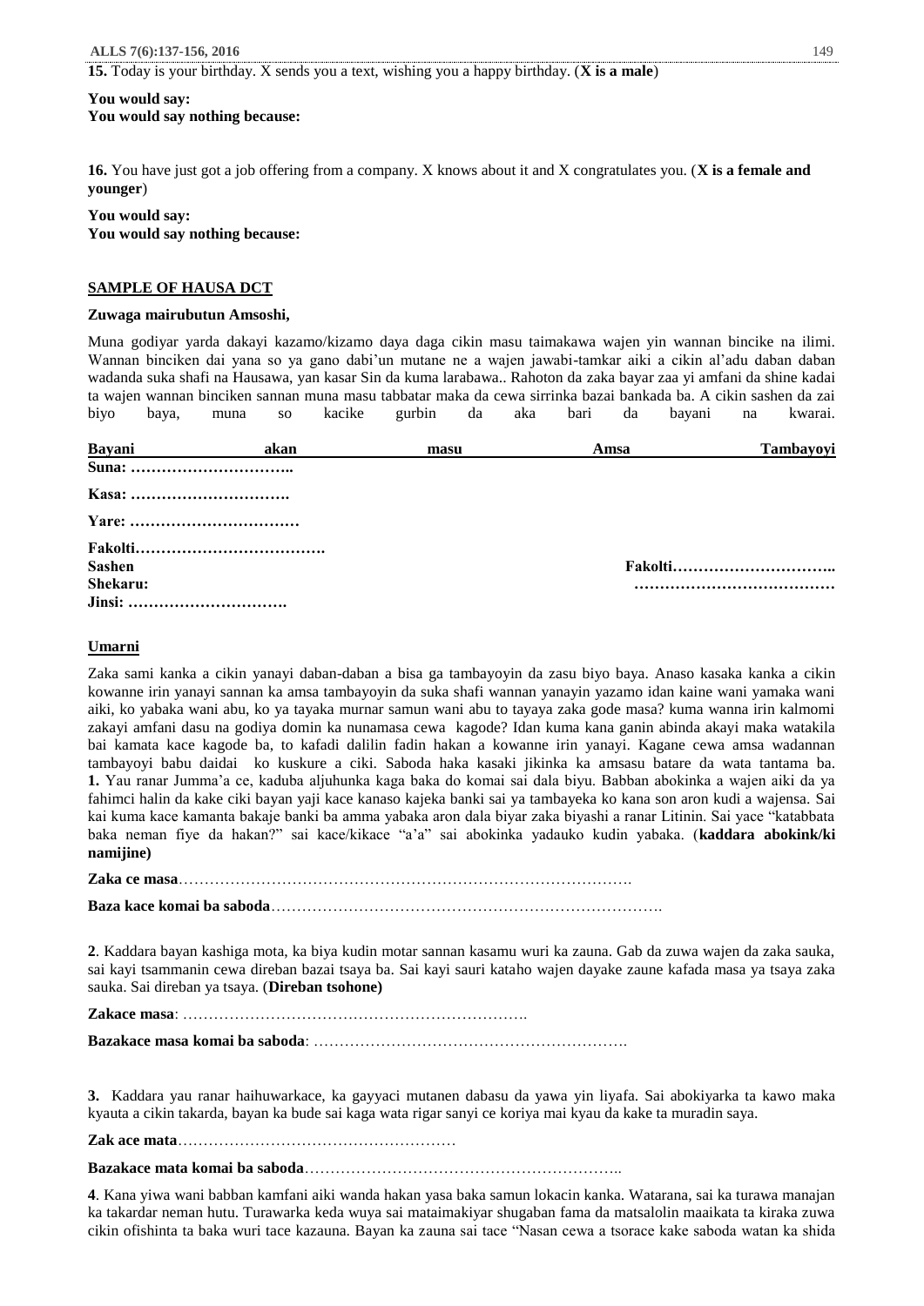**15.** Today is your birthday. X sends you a text, wishing you a happy birthday. (**X is a male**)

**You would say:**
**You would say nothing because:**

**16.** You have just got a job offering from a company. X knows about it and X congratulates you. (**X is a female and younger**)

**You would say:**
**You would say nothing because:**

**SAMPLE OF HAUSA DCT**

**Zuwaga mairubutun Amsoshi,**

Muna godiyar yarda dakayi kazamo/kizamo daya daga cikin masu taimakawa wajen yin wannan bincike na ilimi. Wannan binciken dai yana so ya gano dabi'un mutane ne a wajen jawabi-tamkar aiki a cikin al'adu daban daban wadanda suka shafi na Hausawa, yan kasar Sin da kuma larabawa.. Rahoton da zaka bayar zaa yi amfani da shine kadai ta wajen wannan binciken sannan muna masu tabbatar maka da cewa sirrinka bazai bankada ba. A cikin sashen da zai biyo baya, muna so kacike gurbin da aka bari da bayani na kwarai.

**Bayani akan masu Amsa Tambayoyi**

**Suna: …………………………..**

**Kasa: ………………………….**

**Yare: ……………………………**

**Fakolti………………………………. Sashen Fakolti…………………………..**

**Shekaru: …………………………………**

**Jinsi: ………………………….**

**Umarni**

Zaka sami kanka a cikin yanayi daban-daban a bisa ga tambayoyin da zasu biyo baya. Anaso kasaka kanka a cikin kowanne irin yanayi sannan ka amsa tambayoyin da suka shafi wannan yanayin yazamo idan kaine wani yamaka wani aiki, ko yabaka wani abu, ko ya tayaka murnar samun wani abu to tayaya zaka gode masa? kuma wanna irin kalmomi zakayi amfani dasu na godiya domin ka nunamasa cewa kagode? Idan kuma kana ganin abinda akayi maka watakila bai kamata kace kagode ba, to kafadi dalilin fadin hakan a kowanne irin yanayi. Kagane cewa amsa wadannan tambayoyi babu daidai ko kuskure a ciki. Saboda haka kasaki jikinka ka amsasu batare da wata tantama ba.
**1.** Yau ranar Jumma'a ce, kaduba aljuhunka kaga baka do komai sai dala biyu. Babban abokinka a wajen aiki da ya fahimci halin da kake ciki bayan yaji kace kanaso kajeka banki sai ya tambayeka ko kana son aron kudi a wajensa. Sai kai kuma kace kamanta bakaje banki ba amma yabaka aron dala biyar zaka biyashi a ranar Litinin. Sai yace "katabbata baka neman fiye da hakan?" sai kace/kikace "a'a" sai abokinka yadauko kudin yabaka. (**kaddara abokink/ki namijine)**

**Zaka ce masa**…………………………………………………………………………….

**Baza kace komai ba saboda**………………………………………………………………….

**2**. Kaddara bayan kashiga mota, ka biya kudin motar sannan kasamu wuri ka zauna. Gab da zuwa wajen da zaka sauka, sai kayi tsammanin cewa direban bazai tsaya ba. Sai kayi sauri kataho wajen dayake zaune kafada masa ya tsaya zaka sauka. Sai direban ya tsaya. (**Direban tsohone)**

**Zakace masa**: ………………………………………………………….

**Bazakace masa komai ba saboda**: ……………………………………………………

**3.** Kaddara yau ranar haihuwarkace, ka gayyaci mutanen dabasu da yawa yin liyafa. Sai abokiyarka ta kawo maka kyauta a cikin takarda, bayan ka bude sai kaga wata rigar sanyi ce koriya mai kyau da kake ta muradin saya.

**Zak ace mata**………………………………………………

**Bazakace mata komai ba saboda**……………………………………………………..

**4**. Kana yiwa wani babban kamfani aiki wanda hakan yasa baka samun lokacin kanka. Watarana, sai ka turawa manajan ka takardar neman hutu. Turawarka keda wuya sai mataimakiyar shugaban fama da matsalolin maaikata ta kiraka zuwa cikin ofishinta ta baka wuri tace kazauna. Bayan ka zauna sai tace "Nasan cewa a tsorace kake saboda watan ka shida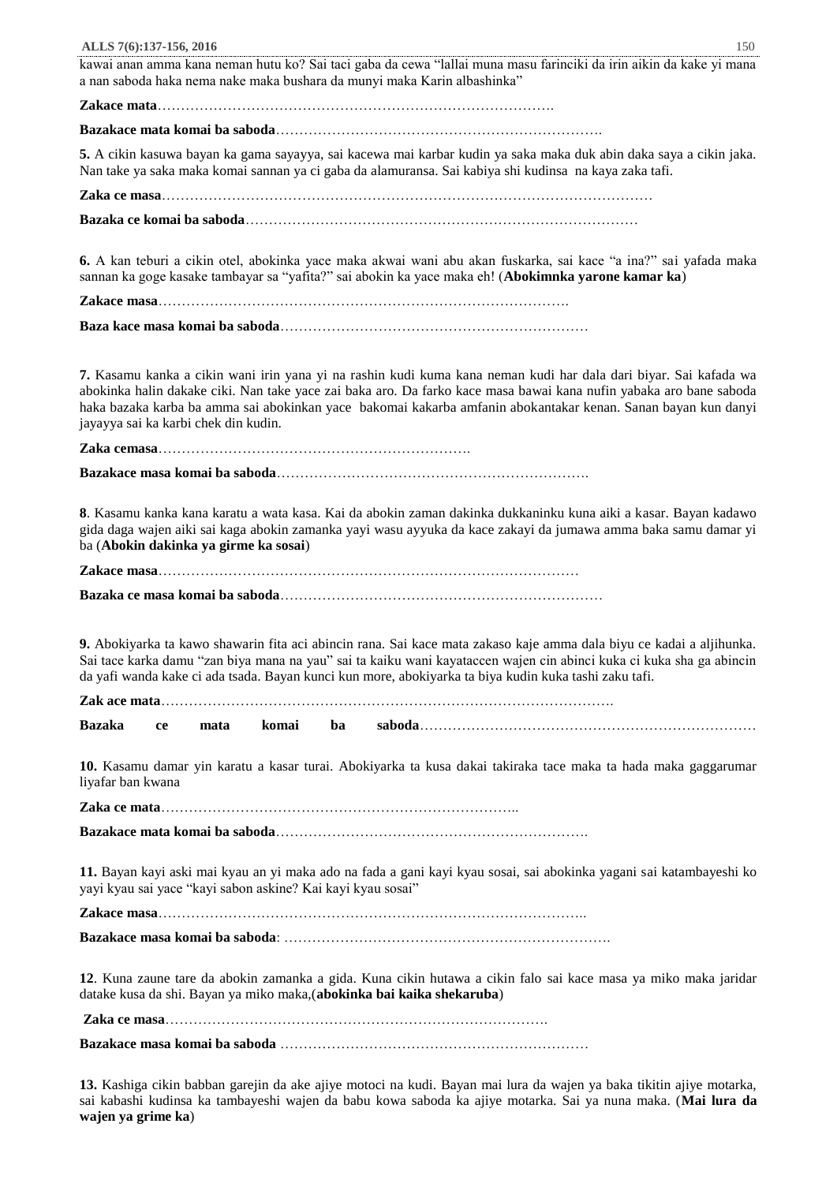kawai anan amma kana neman hutu ko? Sai taci gaba da cewa "lallai muna masu farinciki da irin aikin da kake yi mana a nan saboda haka nema nake maka bushara da munyi maka Karin albashinka"

**Zakace mata**…………………………………………………………………………….

**Bazakace mata komai ba saboda**…………………………………………………………….

**5.** A cikin kasuwa bayan ka gama sayayya, sai kacewa mai karbar kudin ya saka maka duk abin daka saya a cikin jaka. Nan take ya saka maka komai sannan ya ci gaba da alamuransa. Sai kabiya shi kudinsa na kaya zaka tafi.

**Zaka ce masa**……………………………………………………………………………………………

**Bazaka ce komai ba saboda**…………………………………………………………………………

**6.** A kan teburi a cikin otel, abokinka yace maka akwai wani abu akan fuskarka, sai kace "a ina?" sai yafada maka sannan ka goge kasake tambayar sa "yafita?" sai abokin ka yace maka eh! (**Abokimnka yarone kamar ka**)

**Zakace masa**…………………………………………………………………………….

**Baza kace masa komai ba saboda**…………………………………………………………

**7.** Kasamu kanka a cikin wani irin yana yi na rashin kudi kuma kana neman kudi har dala dari biyar. Sai kafada wa abokinka halin dakake ciki. Nan take yace zai baka aro. Da farko kace masa bawai kana nufin yabaka aro bane saboda haka bazaka karba ba amma sai abokinkan yace bakomai kakarba amfanin abokantakar kenan. Sanan bayan kun danyi jayayya sai ka karbi chek din kudin.

**Zaka cemasa**………………………………………………………….

**Bazakace masa komai ba saboda**………………………………………………………….

**8**. Kasamu kanka kana karatu a wata kasa. Kai da abokin zaman dakinka dukkaninku kuna aiki a kasar. Bayan kadawo gida daga wajen aiki sai kaga abokin zamanka yayi wasu ayyuka da kace zakayi da jumawa amma baka samu damar yi ba (**Abokin dakinka ya girme ka sosai**)

**Zakce masa**……………………………………………………………………………

**Bazaka ce masa komai ba saboda**……………………………………………………………

**9.** Abokiyarka ta kawo shawarin fita aci abincin rana. Sai kace mata zakaso kaje amma dala biyu ce kadai a aljihunka. Sai tace karka damu "zan biya mana na yau" sai ta kaiku wani kayataccen wajen cin abinci kuka ci kuka sha ga abincin da yafi wanda kake ci ada tsada. Bayan kunci kun more, abokiyarka ta biya kudin kuka tashi zaku tafi.

**Zak ace mata**…………………………………………………………………………………….

**Bazaka ce mata komai ba saboda**……………………………………………………………

**10.** Kasamu damar yin karatu a kasar turai. Abokiyarka ta kusa dakai takiraka tace maka ta hada maka gaggarumar liyafar ban kwana

**Zaka ce mata**…………………………………………………………………..

**Bazakace mata komai ba saboda**………………………………………………………….

**11.** Bayan kayi aski mai kyau an yi maka ado na fada a gani kayi kyau sosai, sai abokinka yagani sai katambayeshi ko yayi kyau sai yace "kayi sabon askine? Kai kayi kyau sosai"

**Zakace masa**……………………………………………………………………………..

**Bazakace masa komai ba saboda**: …………………………………………………………….

**12**. Kuna zaune tare da abokin zamanka a gida. Kuna cikin hutawa a cikin falo sai kace masa ya miko maka jaridar datake kusa da shi. Bayan ya miko maka,(**abokinka bai kaika shekaruba**)

**Zaka ce masa**……………………………………………………………………….

**Bazakace masa komai ba saboda** …………………………………………………………

**13.** Kashiga cikin babban garejin da ake ajiye motoci na kudi. Bayan mai lura da wajen ya baka tikitin ajiye motarka, sai kabashi kudinsa ka tambayeshi wajen da babu kowa saboda ka ajiye motarka. Sai ya nuna maka. (**Mai lura da wajen ya grime ka**)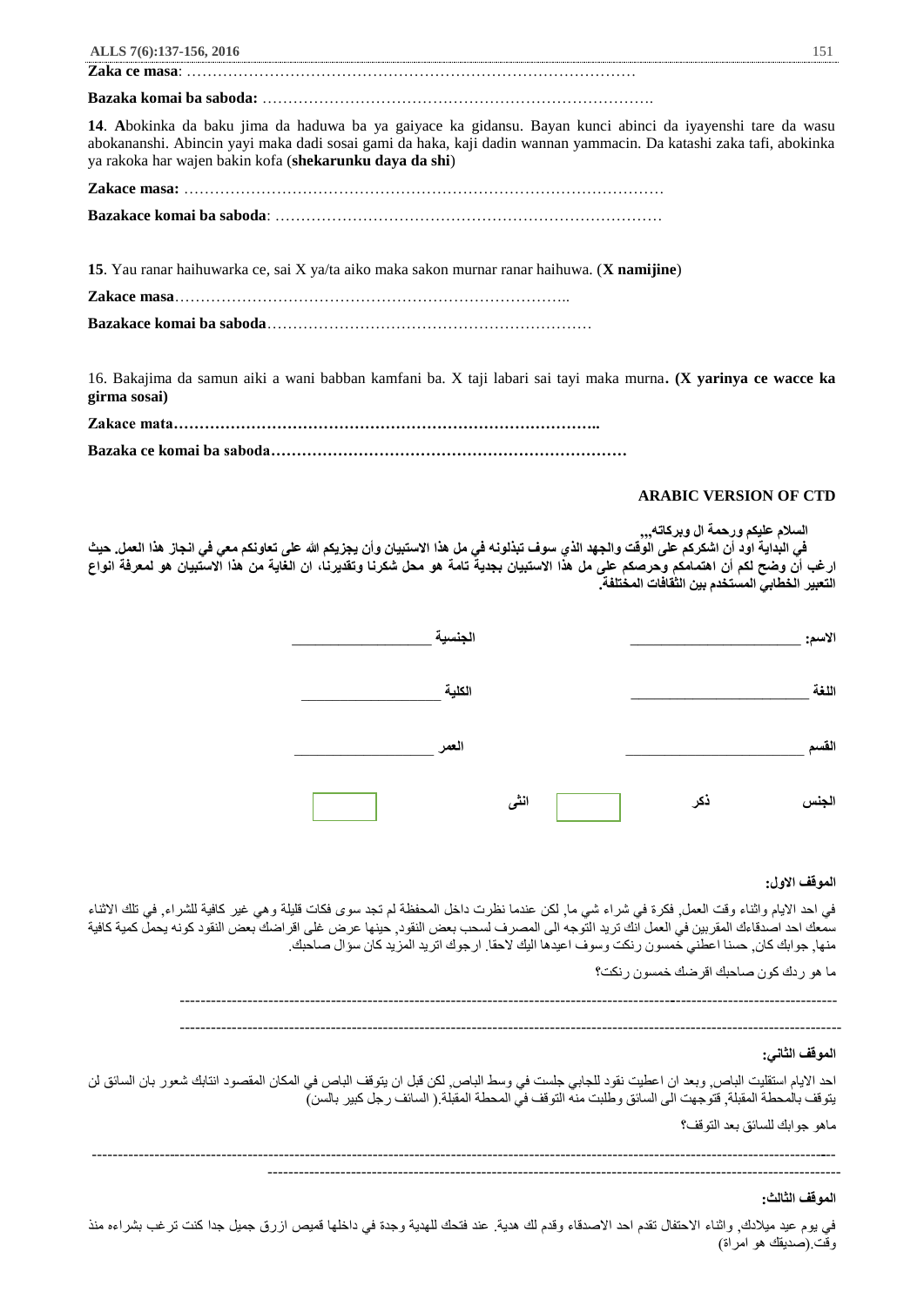**Zaka ce masa**: …………………………………………………………………………

**Bazaka komai ba saboda:** ……………………………………………………………….

**14**. **A**bokinka da baku jima da haduwa ba ya gaiyace ka gidansu. Bayan kunci abinci da iyayenshi tare da wasu abokananshi. Abincin yayi maka dadi sosai gami da haka, kaji dadin wannan yammacin. Da katashi zaka tafi, abokinka ya rakoka har wajen bakin kofa (**shekarunku daya da shi**)

**Zakace masa:** …………………………………………………………………………

**Bazakace komai ba saboda**: ………………………………………………………………

**15**. Yau ranar haihuwarka ce, sai X ya/ta aiko maka sakon murnar ranar haihuwa. (**X namijine**)

**Zakace masa**…………………………………………………………………..

**Bazakace komai ba saboda**……………………………………………………

16. Bakajima da samun aiki a wani babban kamfani ba. X taji labari sai tayi maka murna**. (X yarinya ce wacce ka girma sosai)**

**Zakace mata………………………………………………………………………..**

**Bazaka ce komai ba saboda……………………………………………………………**

**ARABIC VERSION OF CTD**

**السلام عليكم ورحمة ال وبركاته,,,**
**في البداية اود أن اشكركم على الوقت والجهد الذي سوف تبذلونه في مل هذا الاستبيان وأن يجزيكم الله على تعاونكم معي في انجاز هذا العمل. حيث ارغب أن وضح لكم أن اهتمامكم وحرصكم على مل هذا الاستبيان بجدية تامة هو محل شكرنا وتقديرنا، ان الغاية من هذا الاستبيان هو لمعرفة انواع التعبير الخطابي المستخدم بين الثقافات المختلفة.**

**الاسم:** ____________________ **الجنسية** ________________

**اللغة** ______________________ **الكلية** ________________

**القسم** _____________________ **العمر** ________________

**الجنس** **ذكر** ☐ **انثى** ☐

**الموقف الاول:**

في احد الايام واثناء وقت العمل, فكرة في شراء شي ما, لكن عندما نظرت داخل المحفظة لم تجد سوى فكات قليلة وهي غير كافية للشراء, في تلك الاثناء سمعك احد اصدقاءك المقربين في العمل انك تريد التوجه الى المصرف لسحب بعض النقود, حينها عرض علي اقراضك بعض النقود كونه يحمل كمية كافية منها, جوابك كان, حسنا اعطني خمسون رنكت وسوف اعيدها اليك لاحقا. ارجوك اتريد المزيد كان سؤال صاحبك.

ما هو ردك كون صاحبك اقرضك خمسون رنكت؟

------------------------------------------------------------------------------------------------------------------------

------------------------------------------------------------------------------------------------------------------------

**الموقف الثاني:**

احد الايام استقلبت الباص, وبعد ان اعطيت نقود للجابي جلست في وسط الباص, لكن قبل ان يتوقف الباص في المكان المقصود انتابك شعور بان السائق لن يتوقف بالمحطة المقبلة, فتوجهت الى السائق وطلبت منه التوقف في المحطة المقبلة.( السائف رجل كبير بالسن)

ماهو جوابك للسائق بعد التوقف؟

------------------------------------------------------------------------------------------------------------------------

------------------------------------------------------------------------------------------------------------------------

**الموقف الثالث:**

في يوم عيد ميلادك, واثناء الاحتفال تقدم احد الاصدقاء وقدم لك هدية. عند فتحك للهدية وجدة في داخلها قميص ازرق جميل جدا كنت ترغب بشراءه منذ وقت.(صديقك هو امراة)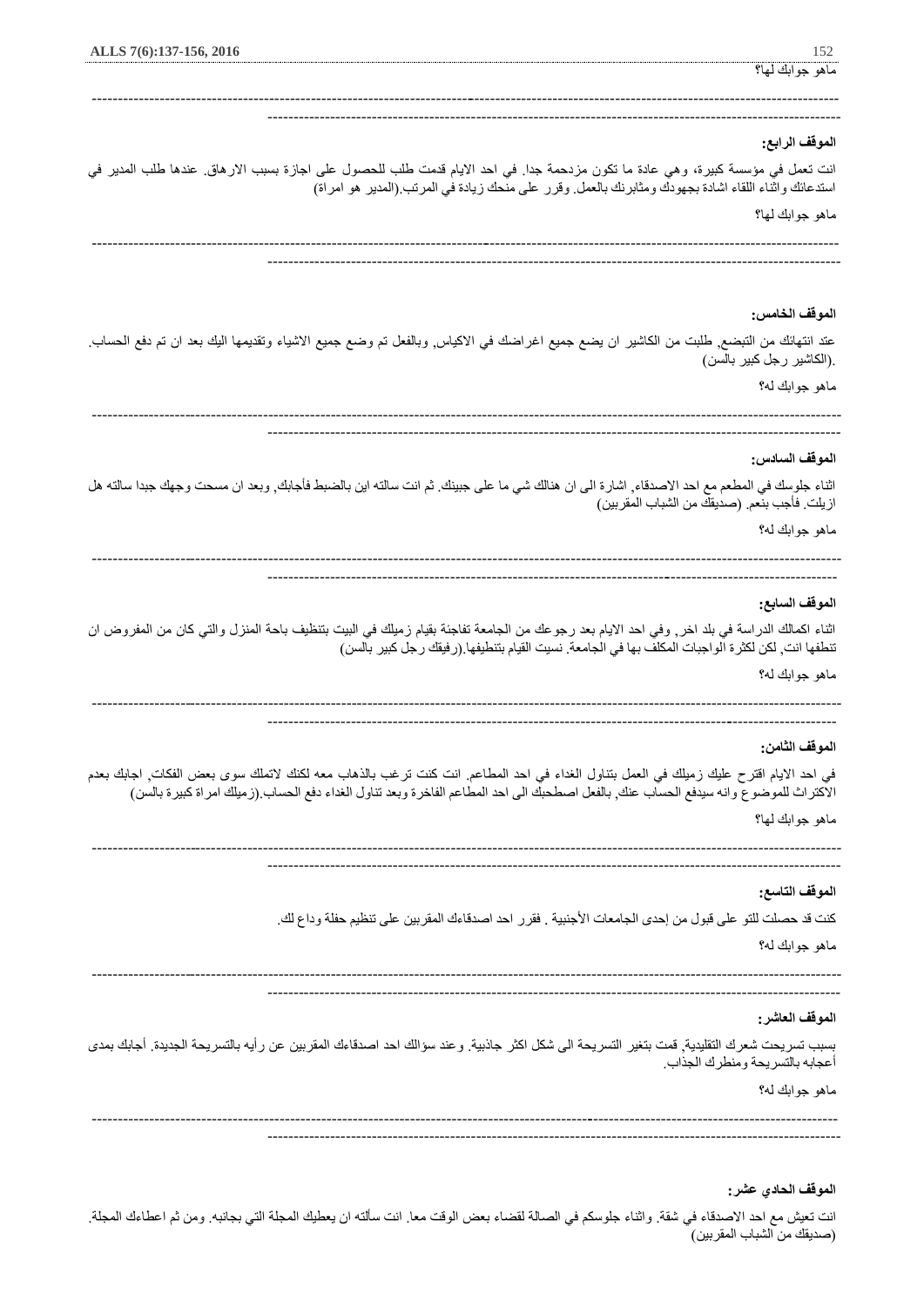ماهو جوابك لها؟

-------------------------------------------------------------------------------------------------------------------------------------------

**الموقف الرابع:**

انت تعمل في مؤسسة كبيرة، وهي عادة ما تكون مزدحمة جدا. في احد الايام قدمت طلب للحصول على اجازة بسبب الارهاق. عندها طلب المدير في استدعائك واثناء اللقاء اشادة بجهودك ومثابرتك بالعمل. وقرر على منحك زيادة في المرتب.(المدير هو امراة)

ماهو جوابك لها؟

-------------------------------------------------------------------------------------------------------------------------------------------

**الموقف الخامس:**

عند انتهائك من التبضع, طلبت من الكاشير ان يضع جميع اغراضك في الاكياس, وبالفعل تم وضع جميع الاشياء وتقديمها اليك بعد ان تم دفع الحساب. .(الكاشير رجل كبير بالسن)

ماهو جوابك له؟

-------------------------------------------------------------------------------------------------------------------------------------------

**الموقف السادس:**

اثناء جلوسك في المطعم مع احد الاصدقاء, اشارة الى ان هنالك شي ما على جبينك. ثم انت سالته اين بالضبط فأجابك, وبعد ان مسحت وجهك جيدا سالته هل ازيلت. فأجب بنعم. (صديقك من الشباب المقربين)

ماهو جوابك له؟

-------------------------------------------------------------------------------------------------------------------------------------------

**الموقف السابع:**

اثناء اكمالك الدراسة في بلد اخر, وفي احد الايام بعد رجوعك من الجامعة تفاجئة بقيام زميلك في البيت بتنظيف باحة المنزل والتي كان من المفروض ان تنظفها انت, لكن لكثرة الواجبات المكلف بها في الجامعة. نسيت القيام بتنظيفها.(رفيقك رجل كبير بالسن)

ماهو جوابك له؟

-------------------------------------------------------------------------------------------------------------------------------------------

**الموقف الثامن:**

في احد الايام اقترح عليك زميلك في العمل بتناول الغداء في احد المطاعم. انت كنت ترغب بالذهاب معه لكنك لاتملك سوى بعض الفكات, اجابك بعدم الاكتراث للموضوع وانه سيدفع الحساب عنك, بالفعل اصطحبك الى احد المطاعم الفاخرة وبعد تناول الغداء دفع الحساب.(زميلك امراة كبيرة بالسن)

ماهو جوابك لها؟

-------------------------------------------------------------------------------------------------------------------------------------------

**الموقف التاسع:**

كنت قد حصلت للتو على قبول من إحدى الجامعات الأجنبية . فقرر احد اصدقاءك المقربين على تنظيم حفلة وداع لك.

ماهو جوابك له؟

-------------------------------------------------------------------------------------------------------------------------------------------

**الموقف العاشر:**

بسبب تسريحت شعرك التقليدية, قمت بتغير التسريحة الى شكل اكثر جاذبية. وعند سؤالك احد اصدقاءك المقربين عن رأيه بالتسريحة الجديدة. أجابك بمدى أعجابه بالتسريحة ومنظرك الجذاب.

ماهو جوابك له؟

-------------------------------------------------------------------------------------------------------------------------------------------

**الموقف الحادي عشر:**

انت تعيش مع احد الاصدقاء في شقة. واثناء جلوسكم في الصالة لقضاء بعض الوقت معا. انت سألته ان يعطيك المجلة التي بجانبه. ومن ثم اعطاءك المجلة. (صديقك من الشباب المقربين)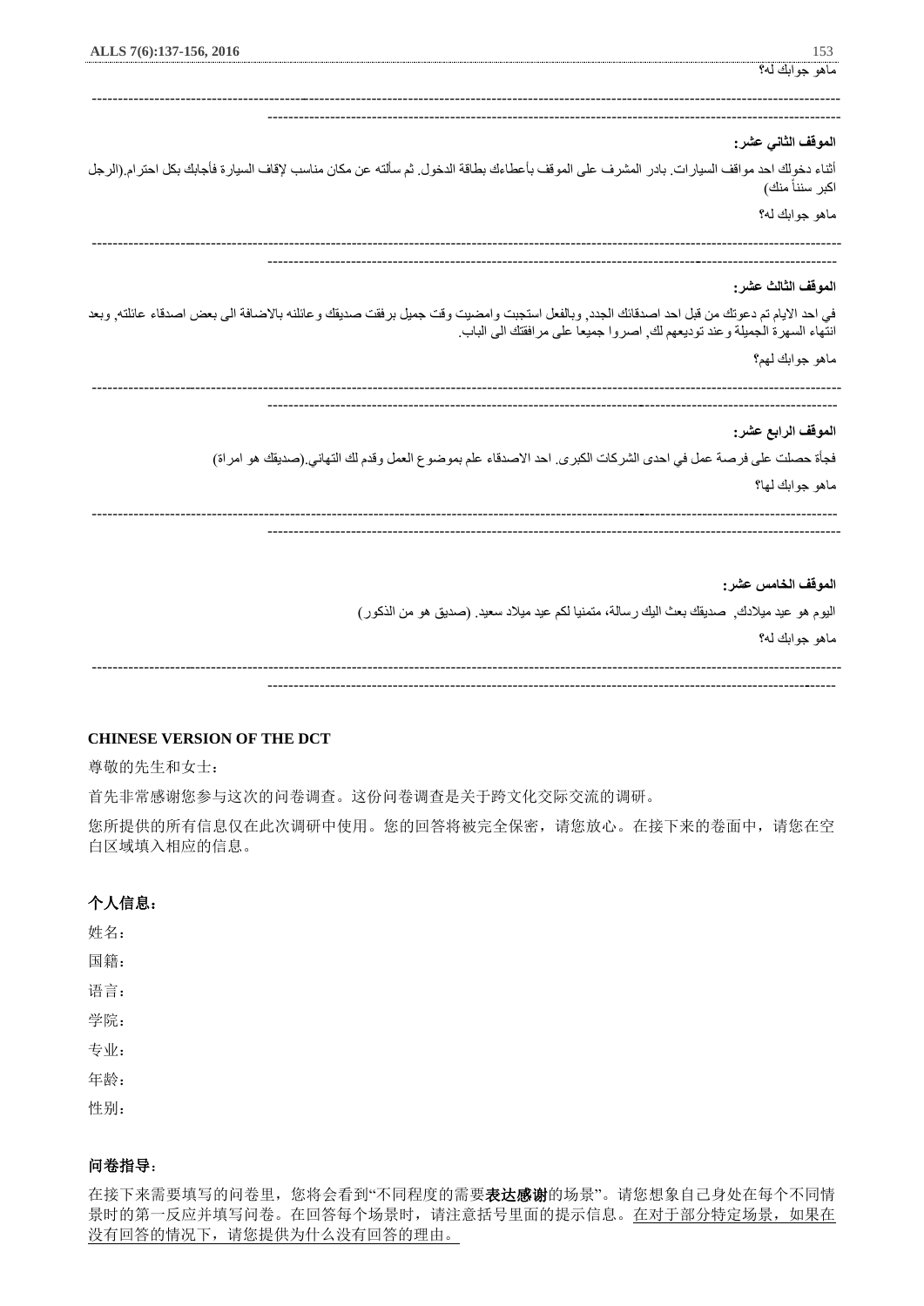ماهو جوابك له؟

---

**الموقف الثاني عشر:**

أثناء دخولك احد مواقف السيارات. بادر المشرف على الموقف بأعطاءك بطاقة الدخول. ثم سألته عن مكان مناسب لإقاف السيارة فأجابك بكل احترام.(الرجل اكبر سناً منك)

ماهو جوابك له؟

---

**الموقف الثالث عشر:**

في احد الايام تم دعوتك من قبل احد اصدقائك الجدد, وبالفعل استجبت وامضيت وقت جميل برفقت صديقك وعائلته بالاضافة الى بعض اصدقاء عائلته, وبعد انتهاء السهرة الجميلة وعند توديعهم لك, اصروا جميعا على مرافقتك الى الباب.

ماهو جوابك لهم؟

---

**الموقف الرابع عشر:**

فجأة حصلت على فرصة عمل في احدى الشركات الكبرى. احد الاصدقاء علم بموضوع العمل وقدم لك التهاني.(صديقك هو امراة)

ماهو جوابك لها؟

---

**الموقف الخامس عشر:**

اليوم هو عيد ميلادك, صديقك بعث اليك رسالة، متمنيا لكم عيد ميلاد سعيد. (صديق هو من الذكور)

ماهو جوابك له؟

---

## CHINESE VERSION OF THE DCT

尊敬的先生和女士：

首先非常感谢您参与这次的问卷调查。这份问卷调查是关于跨文化交际交流的调研。

您所提供的所有信息仅在此次调研中使用。您的回答将被完全保密，请您放心。在接下来的卷面中，请您在空白区域填入相应的信息。

### 个人信息：

姓名：

国籍：

语言：

学院：

专业：

年龄：

性别：

### 问卷指导：

在接下来需要填写的问卷里，您将会看到"不同程度的需要**表达感谢**的场景"。请您想象自己身处在每个不同情景时的第一反应并填写问卷。在回答每个场景时，请注意括号里面的提示信息。在对于部分特定场景，如果在没有回答的情况下，请您提供为什么没有回答的理由。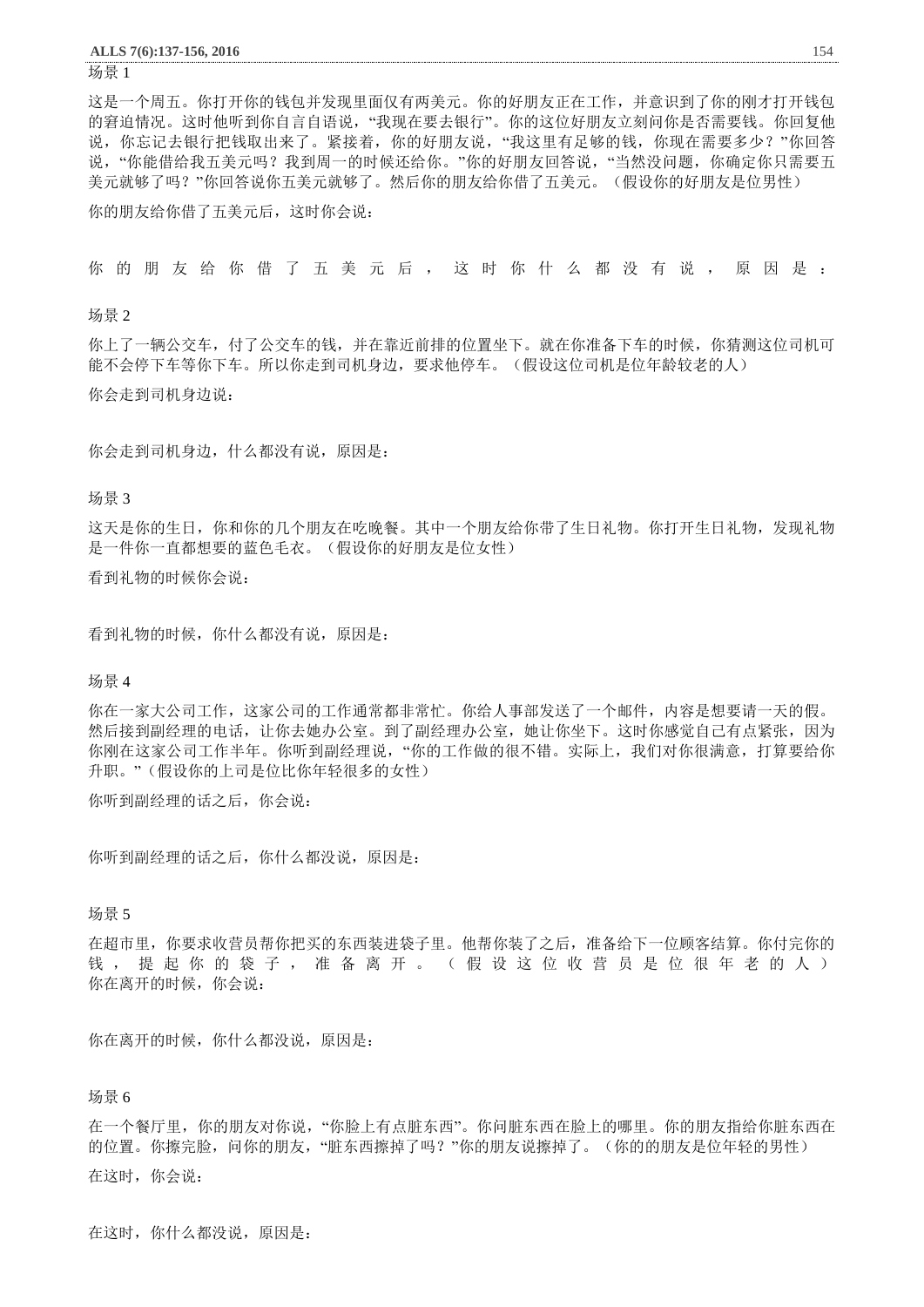场景 1

这是一个周五。你打开你的钱包并发现里面仅有两美元。你的好朋友正在工作，并意识到了你的刚才打开钱包的窘迫情况。这时他听到你自言自语说，“我现在要去银行”。你的这位好朋友立刻问你是否需要钱。你回复他说，你忘记去银行把钱取出来了。紧接着，你的好朋友说，“我这里有足够的钱，你现在需要多少？”你回答说，“你能借给我五美元吗？我到周一的时候还给你。”你的好朋友回答说，“当然没问题，你确定你只需要五美元就够了吗？”你回答说你五美元就够了。然后你的朋友给你借了五美元。（假设你的好朋友是位男性）

你的朋友给你借了五美元后，这时你会说：

你的朋友给你借了五美元后，这时你什么都没有说，原因是：

场景 2

你上了一辆公交车，付了公交车的钱，并在靠近前排的位置坐下。就在你准备下车的时候，你猜测这位司机可能不会停下车等你下车。所以你走到司机身边，要求他停车。（假设这位司机是位年龄较老的人）

你会走到司机身边说：

你会走到司机身边，什么都没有说，原因是：

场景 3

这天是你的生日，你和你的几个朋友在吃晚餐。其中一个朋友给你带了生日礼物。你打开生日礼物，发现礼物是一件你一直都想要的蓝色毛衣。（假设你的好朋友是位女性）

看到礼物的时候你会说：

看到礼物的时候，你什么都没有说，原因是：

场景 4

你在一家大公司工作，这家公司的工作通常都非常忙。你给人事部发送了一个邮件，内容是想要请一天的假。然后接到副经理的电话，让你去她办公室。到了副经理办公室，她让你坐下。这时你感觉自己有点紧张，因为你刚在这家公司工作半年。你听到副经理说，“你的工作做的很不错。实际上，我们对你很满意，打算要给你升职。”（假设你的上司是位比你年轻很多的女性）

你听到副经理的话之后，你会说：

你听到副经理的话之后，你什么都没说，原因是：

场景 5

在超市里，你要求收营员帮你把买的东西装进袋子里。他帮你装了之后，准备给下一位顾客结算。你付完你的钱，提起你的袋子，准备离开。（假设这位收营员是位很年老的人）
你在离开的时候，你会说：

你在离开的时候，你什么都没说，原因是：

场景 6

在一个餐厅里，你的朋友对你说，“你脸上有点脏东西”。你问脏东西在脸上的哪里。你的朋友指给你脏东西在的位置。你擦完脸，问你的朋友，“脏东西擦掉了吗？”你的朋友说擦掉了。（你的的朋友是位年轻的男性）

在这时，你会说：

在这时，你什么都没说，原因是：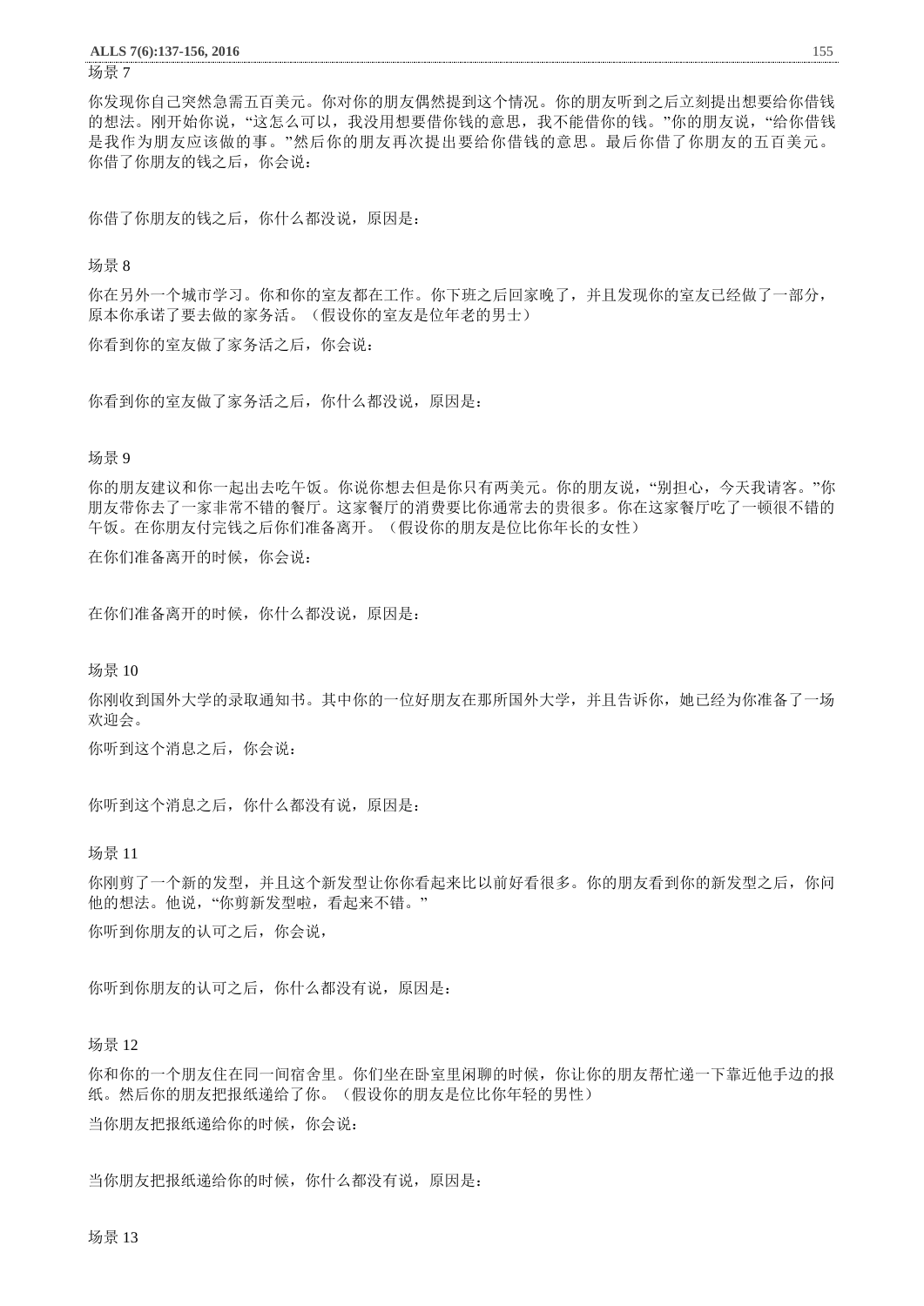场景 7

你发现你自己突然急需五百美元。你对你的朋友偶然提到这个情况。你的朋友听到之后立刻提出想要给你借钱的想法。刚开始你说，"这怎么可以，我没用想要借你钱的意思，我不能借你的钱。"你的朋友说，"给你借钱是我作为朋友应该做的事。"然后你的朋友再次提出要给你借钱的意思。最后你借了你朋友的五百美元。你借了你朋友的钱之后，你会说：

你借了你朋友的钱之后，你什么都没说，原因是：

场景 8

你在另外一个城市学习。你和你的室友都在工作。你下班之后回家晚了，并且发现你的室友已经做了一部分，原本你承诺了要去做的家务活。（假设你的室友是位年老的男士）

你看到你的室友做了家务活之后，你会说：

你看到你的室友做了家务活之后，你什么都没说，原因是：

场景 9

你的朋友建议和你一起出去吃午饭。你说你想去但是你只有两美元。你的朋友说，"别担心，今天我请客。"你朋友带你去了一家非常不错的餐厅。这家餐厅的消费要比你通常去的贵很多。你在这家餐厅吃了一顿很不错的午饭。在你朋友付完钱之后你们准备离开。（假设你的朋友是位比你年长的女性）

在你们准备离开的时候，你会说：

在你们准备离开的时候，你什么都没说，原因是：

场景 10

你刚收到国外大学的录取通知书。其中你的一位好朋友在那所国外大学，并且告诉你，她已经为你准备了一场欢迎会。

你听到这个消息之后，你会说：

你听到这个消息之后，你什么都没有说，原因是：

场景 11

你刚剪了一个新的发型，并且这个新发型让你你看起来比以前好看很多。你的朋友看到你的新发型之后，你问他的想法。他说，"你剪新发型啦，看起来不错。"

你听到你朋友的认可之后，你会说，

你听到你朋友的认可之后，你什么都没有说，原因是：

场景 12

你和你的一个朋友住在同一间宿舍里。你们坐在卧室里闲聊的时候，你让你的朋友帮忙递一下靠近他手边的报纸。然后你的朋友把报纸递给了你。（假设你的朋友是位比你年轻的男性）

当你朋友把报纸递给你的时候，你会说：

当你朋友把报纸递给你的时候，你什么都没有说，原因是：

场景 13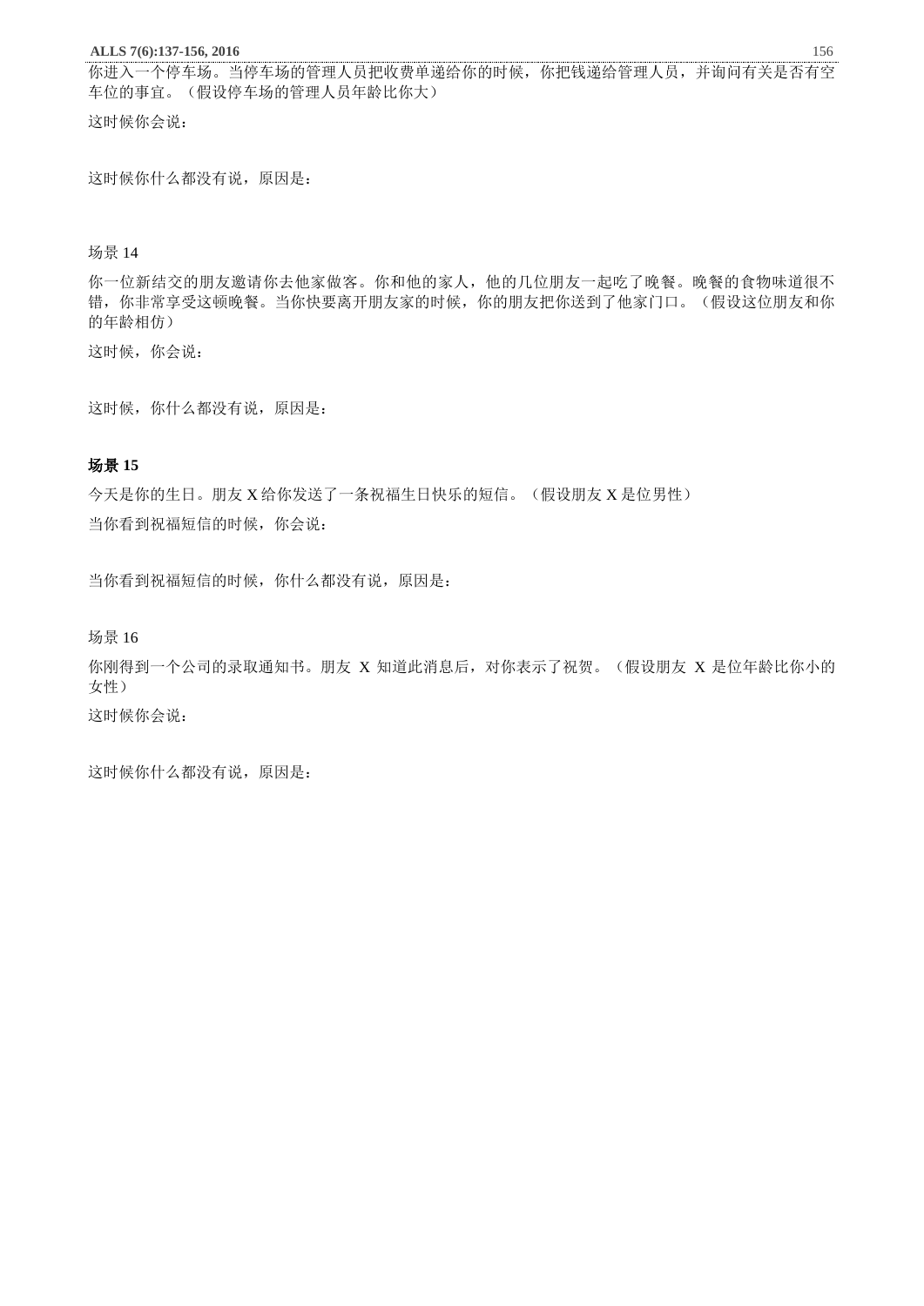你进入一个停车场。当停车场的管理人员把收费单递给你的时候，你把钱递给管理人员，并询问有关是否有空车位的事宜。（假设停车场的管理人员年龄比你大）

这时候你会说：

这时候你什么都没有说，原因是：

场景 14

你一位新结交的朋友邀请你去他家做客。你和他的家人，他的几位朋友一起吃了晚餐。晚餐的食物味道很不错，你非常享受这顿晚餐。当你快要离开朋友家的时候，你的朋友把你送到了他家门口。（假设这位朋友和你的年龄相仿）

这时候，你会说：

这时候，你什么都没有说，原因是：

**场景 15**

今天是你的生日。朋友 X 给你发送了一条祝福生日快乐的短信。（假设朋友 X 是位男性）

当你看到祝福短信的时候，你会说：

当你看到祝福短信的时候，你什么都没有说，原因是：

场景 16

你刚得到一个公司的录取通知书。朋友 X 知道此消息后，对你表示了祝贺。（假设朋友 X 是位年龄比你小的女性）

这时候你会说：

这时候你什么都没有说，原因是：